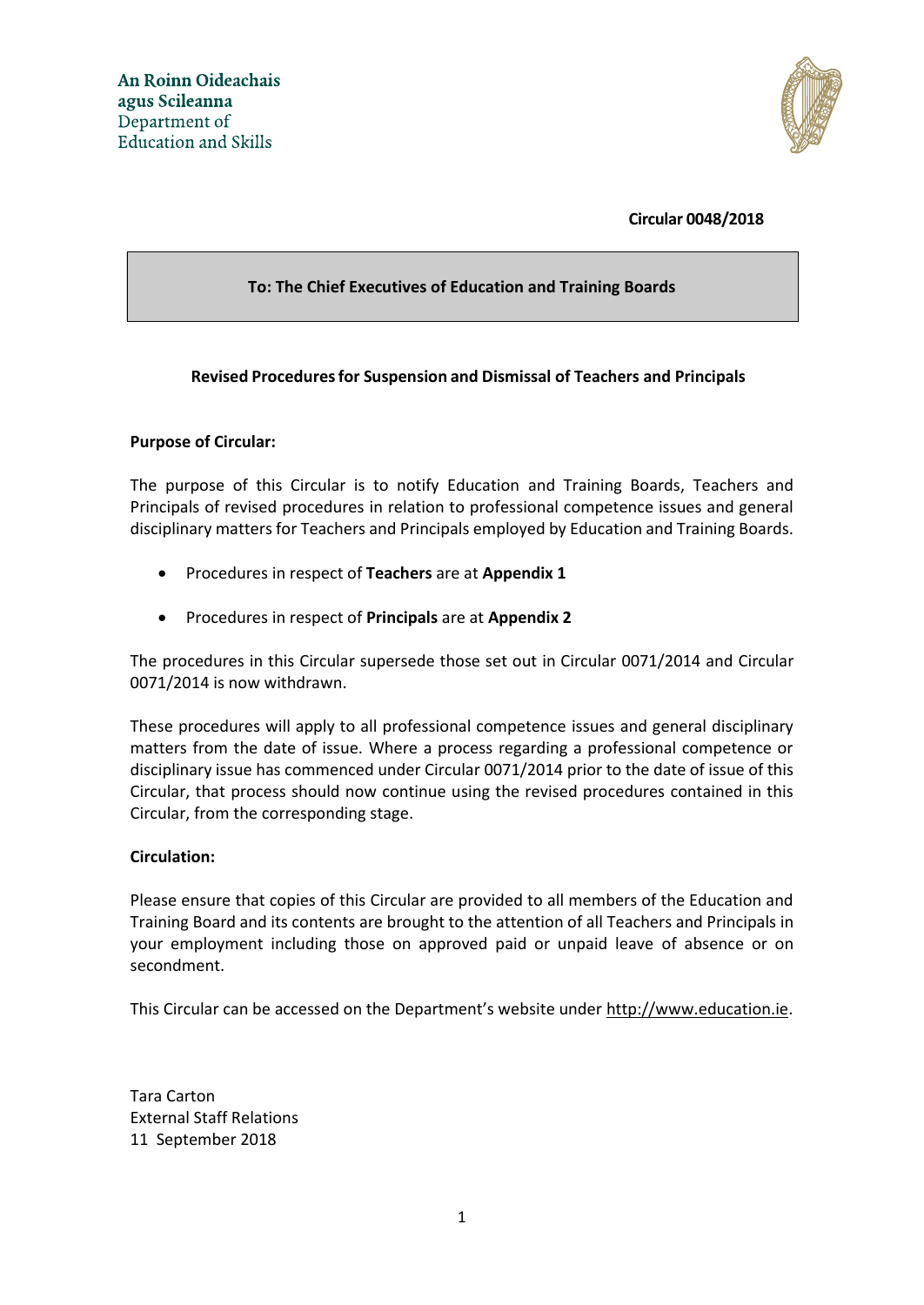An Roinn Oideachais
agus Scileanna
Department of
Education and Skills

**Circular 0048/2018**

**To: The Chief Executives of Education and Training Boards**

## Revised Procedures for Suspension and Dismissal of Teachers and Principals

**Purpose of Circular:**

The purpose of this Circular is to notify Education and Training Boards, Teachers and Principals of revised procedures in relation to professional competence issues and general disciplinary matters for Teachers and Principals employed by Education and Training Boards.

- Procedures in respect of **Teachers** are at **Appendix 1**
- Procedures in respect of **Principals** are at **Appendix 2**

The procedures in this Circular supersede those set out in Circular 0071/2014 and Circular 0071/2014 is now withdrawn.

These procedures will apply to all professional competence issues and general disciplinary matters from the date of issue. Where a process regarding a professional competence or disciplinary issue has commenced under Circular 0071/2014 prior to the date of issue of this Circular, that process should now continue using the revised procedures contained in this Circular, from the corresponding stage.

**Circulation:**

Please ensure that copies of this Circular are provided to all members of the Education and Training Board and its contents are brought to the attention of all Teachers and Principals in your employment including those on approved paid or unpaid leave of absence or on secondment.

This Circular can be accessed on the Department's website under http://www.education.ie.

Tara Carton
External Staff Relations
11 September 2018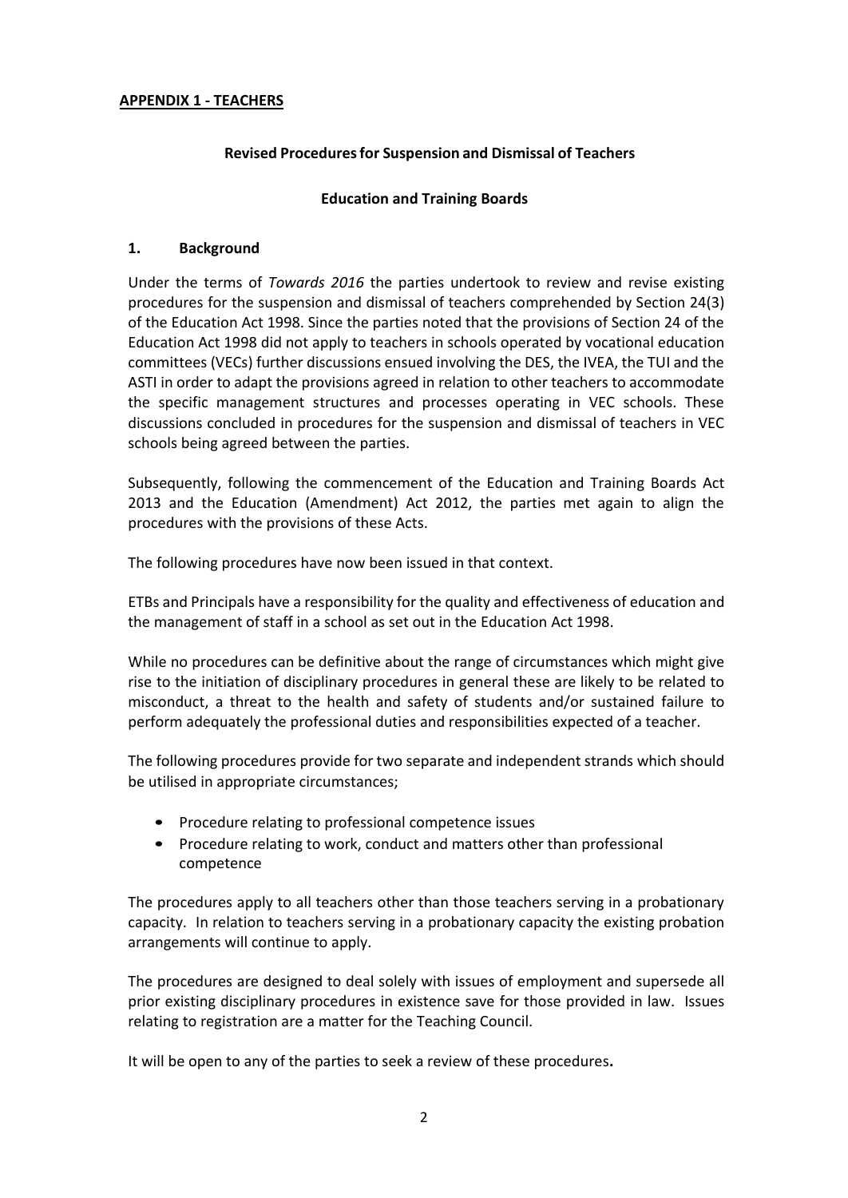**APPENDIX 1 - TEACHERS**

**Revised Procedures for Suspension and Dismissal of Teachers**

**Education and Training Boards**

**1. Background**

Under the terms of *Towards 2016* the parties undertook to review and revise existing procedures for the suspension and dismissal of teachers comprehended by Section 24(3) of the Education Act 1998. Since the parties noted that the provisions of Section 24 of the Education Act 1998 did not apply to teachers in schools operated by vocational education committees (VECs) further discussions ensued involving the DES, the IVEA, the TUI and the ASTI in order to adapt the provisions agreed in relation to other teachers to accommodate the specific management structures and processes operating in VEC schools. These discussions concluded in procedures for the suspension and dismissal of teachers in VEC schools being agreed between the parties.

Subsequently, following the commencement of the Education and Training Boards Act 2013 and the Education (Amendment) Act 2012, the parties met again to align the procedures with the provisions of these Acts.

The following procedures have now been issued in that context.

ETBs and Principals have a responsibility for the quality and effectiveness of education and the management of staff in a school as set out in the Education Act 1998.

While no procedures can be definitive about the range of circumstances which might give rise to the initiation of disciplinary procedures in general these are likely to be related to misconduct, a threat to the health and safety of students and/or sustained failure to perform adequately the professional duties and responsibilities expected of a teacher.

The following procedures provide for two separate and independent strands which should be utilised in appropriate circumstances;

- Procedure relating to professional competence issues
- Procedure relating to work, conduct and matters other than professional competence

The procedures apply to all teachers other than those teachers serving in a probationary capacity. In relation to teachers serving in a probationary capacity the existing probation arrangements will continue to apply.

The procedures are designed to deal solely with issues of employment and supersede all prior existing disciplinary procedures in existence save for those provided in law. Issues relating to registration are a matter for the Teaching Council.

It will be open to any of the parties to seek a review of these procedures**.**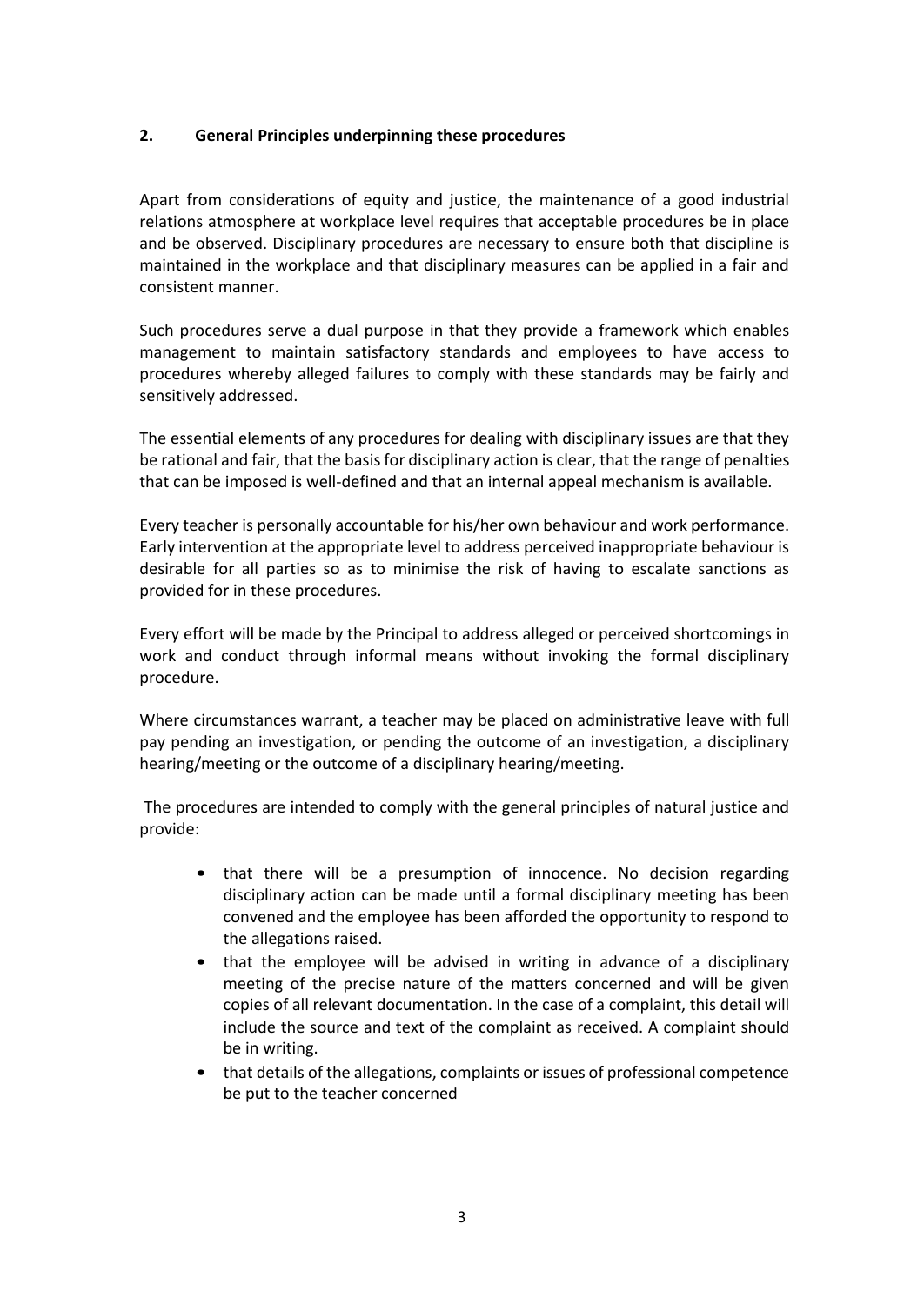## 2. General Principles underpinning these procedures

Apart from considerations of equity and justice, the maintenance of a good industrial relations atmosphere at workplace level requires that acceptable procedures be in place and be observed. Disciplinary procedures are necessary to ensure both that discipline is maintained in the workplace and that disciplinary measures can be applied in a fair and consistent manner.

Such procedures serve a dual purpose in that they provide a framework which enables management to maintain satisfactory standards and employees to have access to procedures whereby alleged failures to comply with these standards may be fairly and sensitively addressed.

The essential elements of any procedures for dealing with disciplinary issues are that they be rational and fair, that the basis for disciplinary action is clear, that the range of penalties that can be imposed is well-defined and that an internal appeal mechanism is available.

Every teacher is personally accountable for his/her own behaviour and work performance. Early intervention at the appropriate level to address perceived inappropriate behaviour is desirable for all parties so as to minimise the risk of having to escalate sanctions as provided for in these procedures.

Every effort will be made by the Principal to address alleged or perceived shortcomings in work and conduct through informal means without invoking the formal disciplinary procedure.

Where circumstances warrant, a teacher may be placed on administrative leave with full pay pending an investigation, or pending the outcome of an investigation, a disciplinary hearing/meeting or the outcome of a disciplinary hearing/meeting.

The procedures are intended to comply with the general principles of natural justice and provide:

- that there will be a presumption of innocence. No decision regarding disciplinary action can be made until a formal disciplinary meeting has been convened and the employee has been afforded the opportunity to respond to the allegations raised.
- that the employee will be advised in writing in advance of a disciplinary meeting of the precise nature of the matters concerned and will be given copies of all relevant documentation. In the case of a complaint, this detail will include the source and text of the complaint as received. A complaint should be in writing.
- that details of the allegations, complaints or issues of professional competence be put to the teacher concerned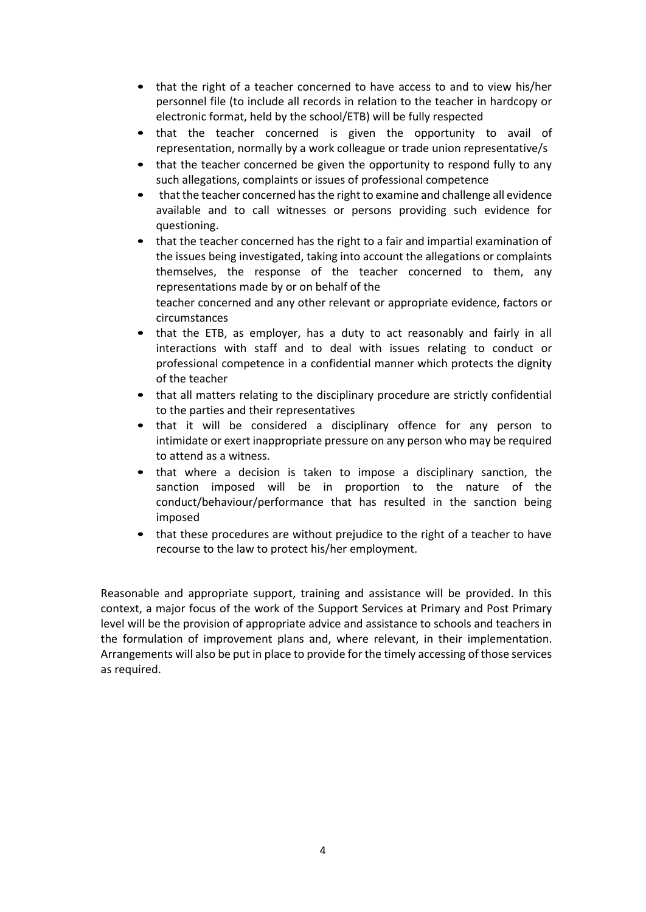- that the right of a teacher concerned to have access to and to view his/her personnel file (to include all records in relation to the teacher in hardcopy or electronic format, held by the school/ETB) will be fully respected
- that the teacher concerned is given the opportunity to avail of representation, normally by a work colleague or trade union representative/s
- that the teacher concerned be given the opportunity to respond fully to any such allegations, complaints or issues of professional competence
- that the teacher concerned has the right to examine and challenge all evidence available and to call witnesses or persons providing such evidence for questioning.
- that the teacher concerned has the right to a fair and impartial examination of the issues being investigated, taking into account the allegations or complaints themselves, the response of the teacher concerned to them, any representations made by or on behalf of the teacher concerned and any other relevant or appropriate evidence, factors or circumstances
- that the ETB, as employer, has a duty to act reasonably and fairly in all interactions with staff and to deal with issues relating to conduct or professional competence in a confidential manner which protects the dignity of the teacher
- that all matters relating to the disciplinary procedure are strictly confidential to the parties and their representatives
- that it will be considered a disciplinary offence for any person to intimidate or exert inappropriate pressure on any person who may be required to attend as a witness.
- that where a decision is taken to impose a disciplinary sanction, the sanction imposed will be in proportion to the nature of the conduct/behaviour/performance that has resulted in the sanction being imposed
- that these procedures are without prejudice to the right of a teacher to have recourse to the law to protect his/her employment.

Reasonable and appropriate support, training and assistance will be provided. In this context, a major focus of the work of the Support Services at Primary and Post Primary level will be the provision of appropriate advice and assistance to schools and teachers in the formulation of improvement plans and, where relevant, in their implementation. Arrangements will also be put in place to provide for the timely accessing of those services as required.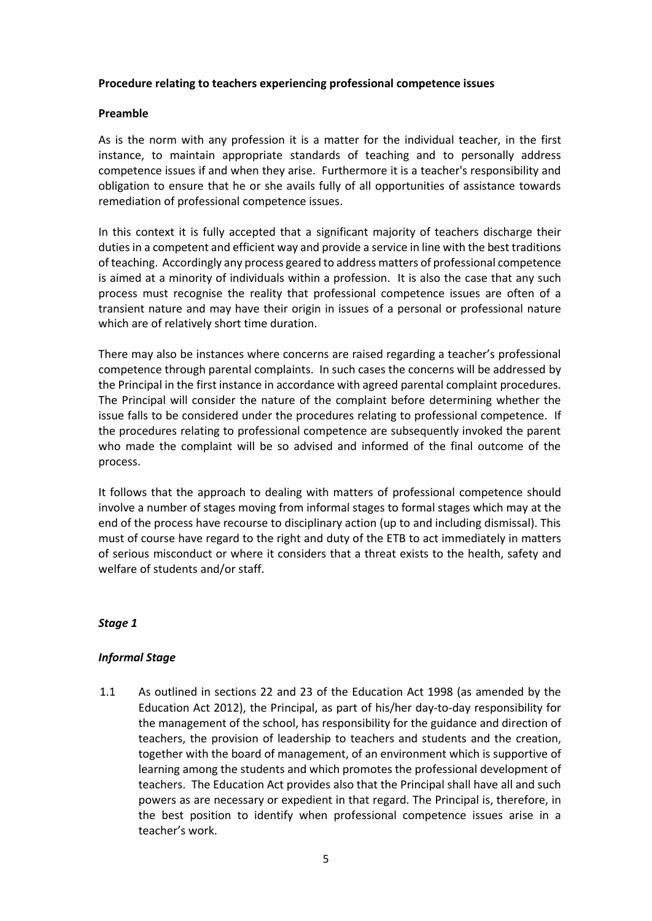**Procedure relating to teachers experiencing professional competence issues**

**Preamble**

As is the norm with any profession it is a matter for the individual teacher, in the first instance, to maintain appropriate standards of teaching and to personally address competence issues if and when they arise. Furthermore it is a teacher's responsibility and obligation to ensure that he or she avails fully of all opportunities of assistance towards remediation of professional competence issues.

In this context it is fully accepted that a significant majority of teachers discharge their duties in a competent and efficient way and provide a service in line with the best traditions of teaching. Accordingly any process geared to address matters of professional competence is aimed at a minority of individuals within a profession. It is also the case that any such process must recognise the reality that professional competence issues are often of a transient nature and may have their origin in issues of a personal or professional nature which are of relatively short time duration.

There may also be instances where concerns are raised regarding a teacher's professional competence through parental complaints. In such cases the concerns will be addressed by the Principal in the first instance in accordance with agreed parental complaint procedures. The Principal will consider the nature of the complaint before determining whether the issue falls to be considered under the procedures relating to professional competence. If the procedures relating to professional competence are subsequently invoked the parent who made the complaint will be so advised and informed of the final outcome of the process.

It follows that the approach to dealing with matters of professional competence should involve a number of stages moving from informal stages to formal stages which may at the end of the process have recourse to disciplinary action (up to and including dismissal). This must of course have regard to the right and duty of the ETB to act immediately in matters of serious misconduct or where it considers that a threat exists to the health, safety and welfare of students and/or staff.

***Stage 1***

***Informal Stage***

1.1 As outlined in sections 22 and 23 of the Education Act 1998 (as amended by the Education Act 2012), the Principal, as part of his/her day-to-day responsibility for the management of the school, has responsibility for the guidance and direction of teachers, the provision of leadership to teachers and students and the creation, together with the board of management, of an environment which is supportive of learning among the students and which promotes the professional development of teachers. The Education Act provides also that the Principal shall have all and such powers as are necessary or expedient in that regard. The Principal is, therefore, in the best position to identify when professional competence issues arise in a teacher's work.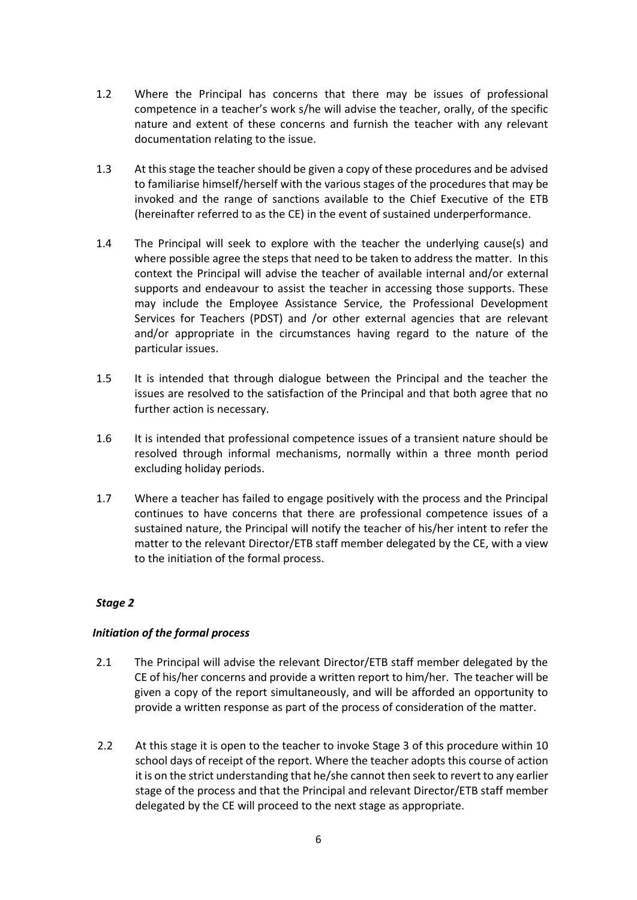1.2 Where the Principal has concerns that there may be issues of professional competence in a teacher's work s/he will advise the teacher, orally, of the specific nature and extent of these concerns and furnish the teacher with any relevant documentation relating to the issue.

1.3 At this stage the teacher should be given a copy of these procedures and be advised to familiarise himself/herself with the various stages of the procedures that may be invoked and the range of sanctions available to the Chief Executive of the ETB (hereinafter referred to as the CE) in the event of sustained underperformance.

1.4 The Principal will seek to explore with the teacher the underlying cause(s) and where possible agree the steps that need to be taken to address the matter. In this context the Principal will advise the teacher of available internal and/or external supports and endeavour to assist the teacher in accessing those supports. These may include the Employee Assistance Service, the Professional Development Services for Teachers (PDST) and /or other external agencies that are relevant and/or appropriate in the circumstances having regard to the nature of the particular issues.

1.5 It is intended that through dialogue between the Principal and the teacher the issues are resolved to the satisfaction of the Principal and that both agree that no further action is necessary.

1.6 It is intended that professional competence issues of a transient nature should be resolved through informal mechanisms, normally within a three month period excluding holiday periods.

1.7 Where a teacher has failed to engage positively with the process and the Principal continues to have concerns that there are professional competence issues of a sustained nature, the Principal will notify the teacher of his/her intent to refer the matter to the relevant Director/ETB staff member delegated by the CE, with a view to the initiation of the formal process.

### *Stage 2*

#### *Initiation of the formal process*

2.1 The Principal will advise the relevant Director/ETB staff member delegated by the CE of his/her concerns and provide a written report to him/her. The teacher will be given a copy of the report simultaneously, and will be afforded an opportunity to provide a written response as part of the process of consideration of the matter.

2.2 At this stage it is open to the teacher to invoke Stage 3 of this procedure within 10 school days of receipt of the report. Where the teacher adopts this course of action it is on the strict understanding that he/she cannot then seek to revert to any earlier stage of the process and that the Principal and relevant Director/ETB staff member delegated by the CE will proceed to the next stage as appropriate.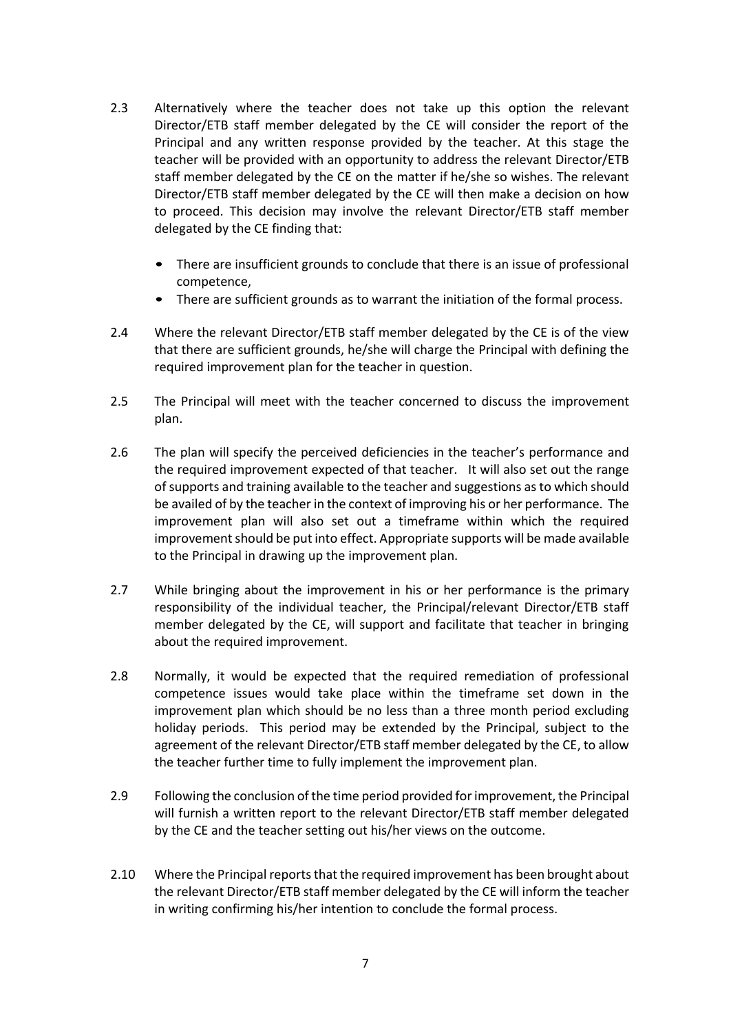2.3 Alternatively where the teacher does not take up this option the relevant Director/ETB staff member delegated by the CE will consider the report of the Principal and any written response provided by the teacher. At this stage the teacher will be provided with an opportunity to address the relevant Director/ETB staff member delegated by the CE on the matter if he/she so wishes. The relevant Director/ETB staff member delegated by the CE will then make a decision on how to proceed. This decision may involve the relevant Director/ETB staff member delegated by the CE finding that:

- There are insufficient grounds to conclude that there is an issue of professional competence,
- There are sufficient grounds as to warrant the initiation of the formal process.

2.4 Where the relevant Director/ETB staff member delegated by the CE is of the view that there are sufficient grounds, he/she will charge the Principal with defining the required improvement plan for the teacher in question.

2.5 The Principal will meet with the teacher concerned to discuss the improvement plan.

2.6 The plan will specify the perceived deficiencies in the teacher's performance and the required improvement expected of that teacher. It will also set out the range of supports and training available to the teacher and suggestions as to which should be availed of by the teacher in the context of improving his or her performance. The improvement plan will also set out a timeframe within which the required improvement should be put into effect. Appropriate supports will be made available to the Principal in drawing up the improvement plan.

2.7 While bringing about the improvement in his or her performance is the primary responsibility of the individual teacher, the Principal/relevant Director/ETB staff member delegated by the CE, will support and facilitate that teacher in bringing about the required improvement.

2.8 Normally, it would be expected that the required remediation of professional competence issues would take place within the timeframe set down in the improvement plan which should be no less than a three month period excluding holiday periods. This period may be extended by the Principal, subject to the agreement of the relevant Director/ETB staff member delegated by the CE, to allow the teacher further time to fully implement the improvement plan.

2.9 Following the conclusion of the time period provided for improvement, the Principal will furnish a written report to the relevant Director/ETB staff member delegated by the CE and the teacher setting out his/her views on the outcome.

2.10 Where the Principal reports that the required improvement has been brought about the relevant Director/ETB staff member delegated by the CE will inform the teacher in writing confirming his/her intention to conclude the formal process.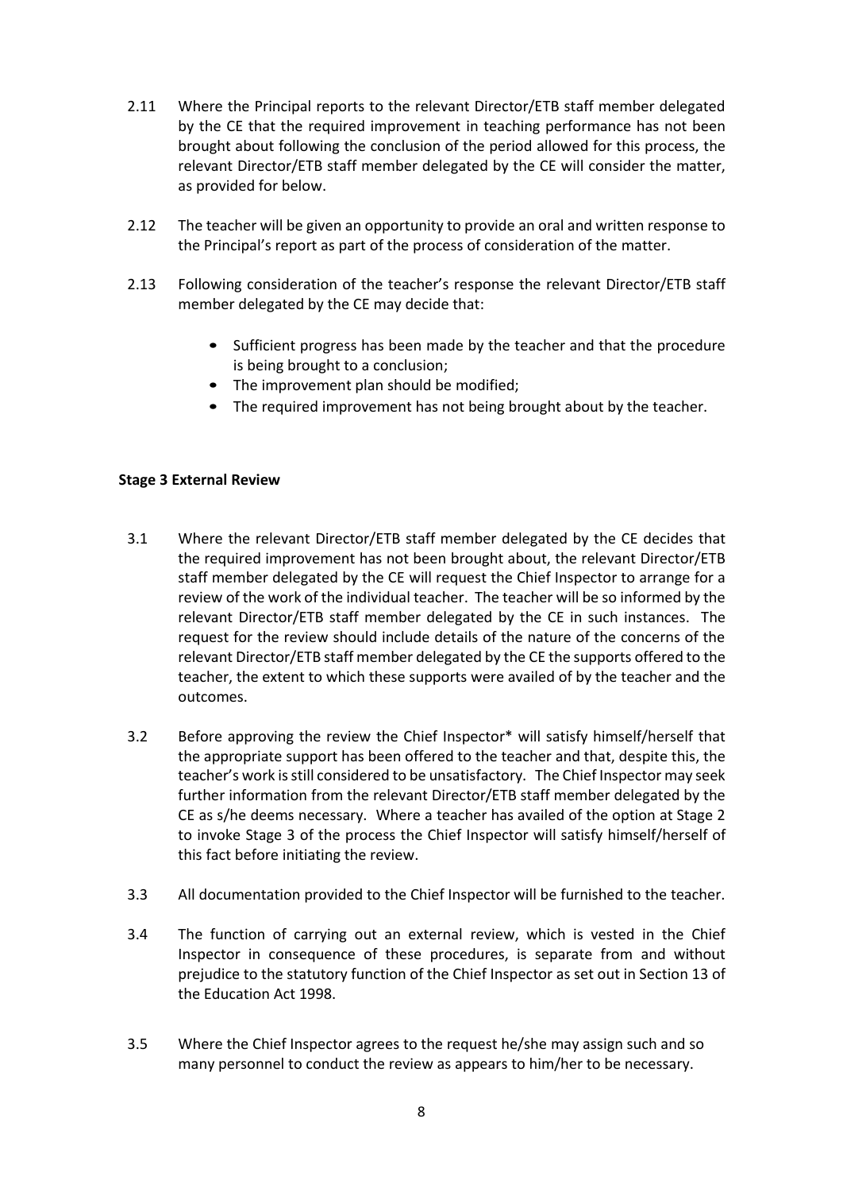2.11 Where the Principal reports to the relevant Director/ETB staff member delegated by the CE that the required improvement in teaching performance has not been brought about following the conclusion of the period allowed for this process, the relevant Director/ETB staff member delegated by the CE will consider the matter, as provided for below.

2.12 The teacher will be given an opportunity to provide an oral and written response to the Principal's report as part of the process of consideration of the matter.

2.13 Following consideration of the teacher's response the relevant Director/ETB staff member delegated by the CE may decide that:

- Sufficient progress has been made by the teacher and that the procedure is being brought to a conclusion;
- The improvement plan should be modified;
- The required improvement has not being brought about by the teacher.

**Stage 3 External Review**

3.1 Where the relevant Director/ETB staff member delegated by the CE decides that the required improvement has not been brought about, the relevant Director/ETB staff member delegated by the CE will request the Chief Inspector to arrange for a review of the work of the individual teacher. The teacher will be so informed by the relevant Director/ETB staff member delegated by the CE in such instances. The request for the review should include details of the nature of the concerns of the relevant Director/ETB staff member delegated by the CE the supports offered to the teacher, the extent to which these supports were availed of by the teacher and the outcomes.

3.2 Before approving the review the Chief Inspector* will satisfy himself/herself that the appropriate support has been offered to the teacher and that, despite this, the teacher's work is still considered to be unsatisfactory. The Chief Inspector may seek further information from the relevant Director/ETB staff member delegated by the CE as s/he deems necessary. Where a teacher has availed of the option at Stage 2 to invoke Stage 3 of the process the Chief Inspector will satisfy himself/herself of this fact before initiating the review.

3.3 All documentation provided to the Chief Inspector will be furnished to the teacher.

3.4 The function of carrying out an external review, which is vested in the Chief Inspector in consequence of these procedures, is separate from and without prejudice to the statutory function of the Chief Inspector as set out in Section 13 of the Education Act 1998.

3.5 Where the Chief Inspector agrees to the request he/she may assign such and so many personnel to conduct the review as appears to him/her to be necessary.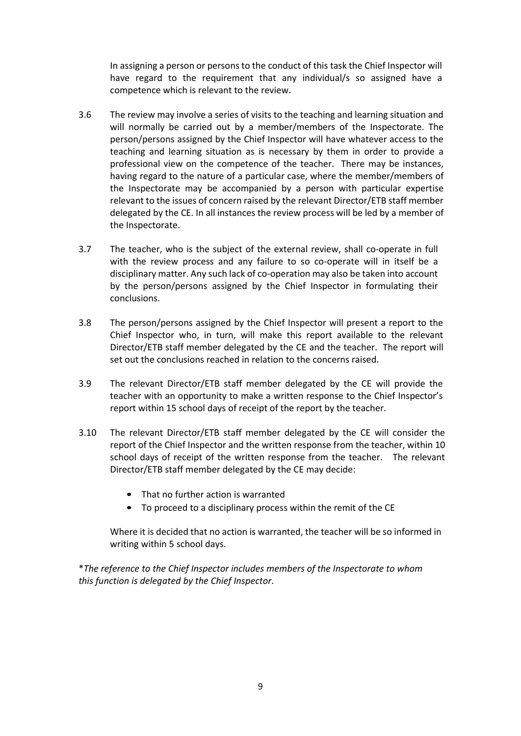In assigning a person or persons to the conduct of this task the Chief Inspector will have regard to the requirement that any individual/s so assigned have a competence which is relevant to the review.

3.6 The review may involve a series of visits to the teaching and learning situation and will normally be carried out by a member/members of the Inspectorate. The person/persons assigned by the Chief Inspector will have whatever access to the teaching and learning situation as is necessary by them in order to provide a professional view on the competence of the teacher. There may be instances, having regard to the nature of a particular case, where the member/members of the Inspectorate may be accompanied by a person with particular expertise relevant to the issues of concern raised by the relevant Director/ETB staff member delegated by the CE. In all instances the review process will be led by a member of the Inspectorate.

3.7 The teacher, who is the subject of the external review, shall co-operate in full with the review process and any failure to so co-operate will in itself be a disciplinary matter. Any such lack of co-operation may also be taken into account by the person/persons assigned by the Chief Inspector in formulating their conclusions.

3.8 The person/persons assigned by the Chief Inspector will present a report to the Chief Inspector who, in turn, will make this report available to the relevant Director/ETB staff member delegated by the CE and the teacher. The report will set out the conclusions reached in relation to the concerns raised.

3.9 The relevant Director/ETB staff member delegated by the CE will provide the teacher with an opportunity to make a written response to the Chief Inspector's report within 15 school days of receipt of the report by the teacher.

3.10 The relevant Director/ETB staff member delegated by the CE will consider the report of the Chief Inspector and the written response from the teacher, within 10 school days of receipt of the written response from the teacher. The relevant Director/ETB staff member delegated by the CE may decide:

- That no further action is warranted
- To proceed to a disciplinary process within the remit of the CE

Where it is decided that no action is warranted, the teacher will be so informed in writing within 5 school days.

**The reference to the Chief Inspector includes members of the Inspectorate to whom this function is delegated by the Chief Inspector*.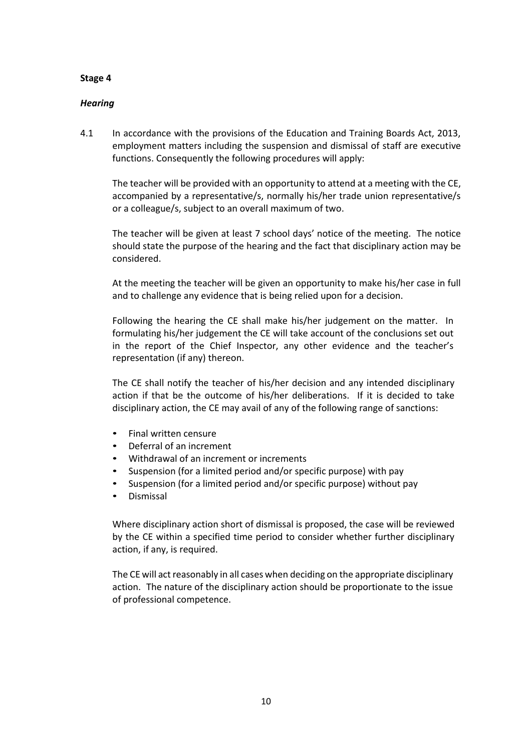**Stage 4**

***Hearing***

4.1 In accordance with the provisions of the Education and Training Boards Act, 2013, employment matters including the suspension and dismissal of staff are executive functions. Consequently the following procedures will apply:

The teacher will be provided with an opportunity to attend at a meeting with the CE, accompanied by a representative/s, normally his/her trade union representative/s or a colleague/s, subject to an overall maximum of two.

The teacher will be given at least 7 school days' notice of the meeting. The notice should state the purpose of the hearing and the fact that disciplinary action may be considered.

At the meeting the teacher will be given an opportunity to make his/her case in full and to challenge any evidence that is being relied upon for a decision.

Following the hearing the CE shall make his/her judgement on the matter. In formulating his/her judgement the CE will take account of the conclusions set out in the report of the Chief Inspector, any other evidence and the teacher's representation (if any) thereon.

The CE shall notify the teacher of his/her decision and any intended disciplinary action if that be the outcome of his/her deliberations. If it is decided to take disciplinary action, the CE may avail of any of the following range of sanctions:

- Final written censure
- Deferral of an increment
- Withdrawal of an increment or increments
- Suspension (for a limited period and/or specific purpose) with pay
- Suspension (for a limited period and/or specific purpose) without pay
- Dismissal

Where disciplinary action short of dismissal is proposed, the case will be reviewed by the CE within a specified time period to consider whether further disciplinary action, if any, is required.

The CE will act reasonably in all cases when deciding on the appropriate disciplinary action. The nature of the disciplinary action should be proportionate to the issue of professional competence.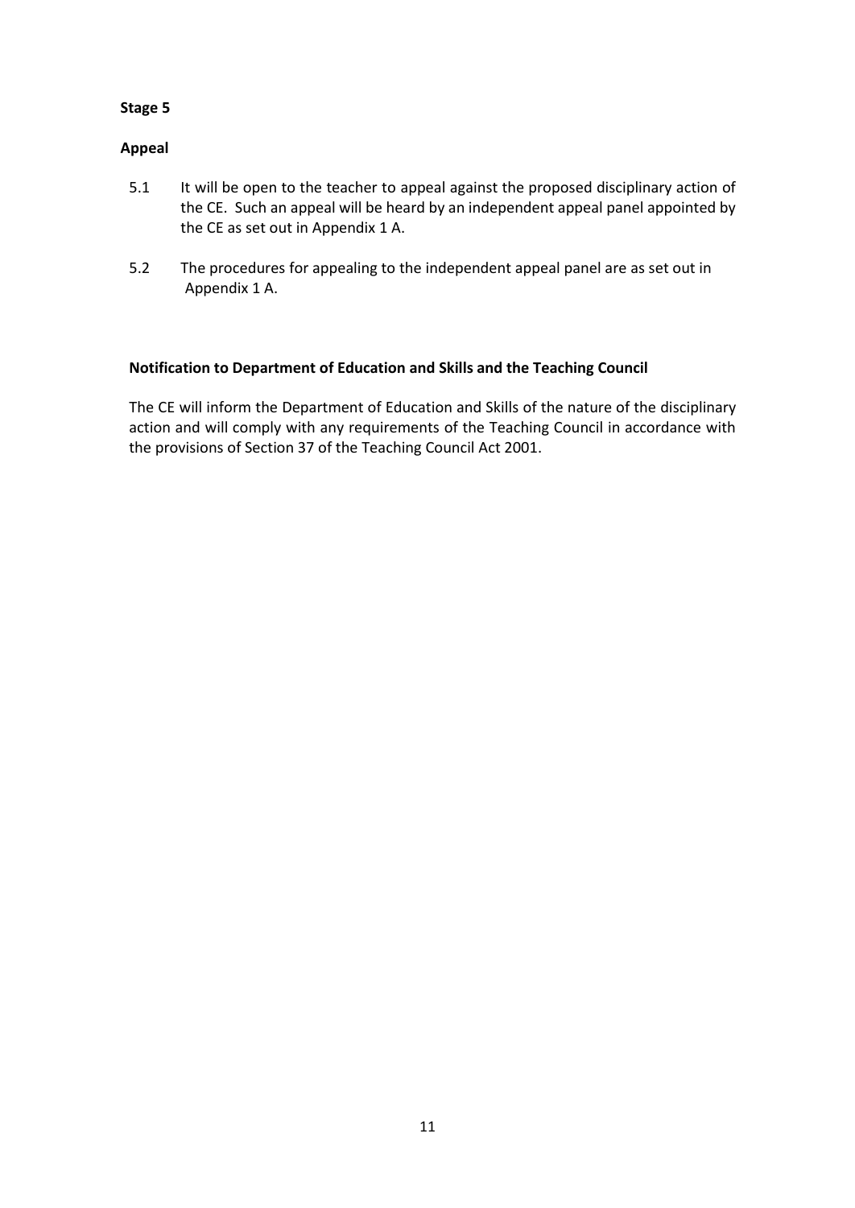**Stage 5**

**Appeal**

5.1 It will be open to the teacher to appeal against the proposed disciplinary action of the CE. Such an appeal will be heard by an independent appeal panel appointed by the CE as set out in Appendix 1 A.

5.2 The procedures for appealing to the independent appeal panel are as set out in Appendix 1 A.

**Notification to Department of Education and Skills and the Teaching Council**

The CE will inform the Department of Education and Skills of the nature of the disciplinary action and will comply with any requirements of the Teaching Council in accordance with the provisions of Section 37 of the Teaching Council Act 2001.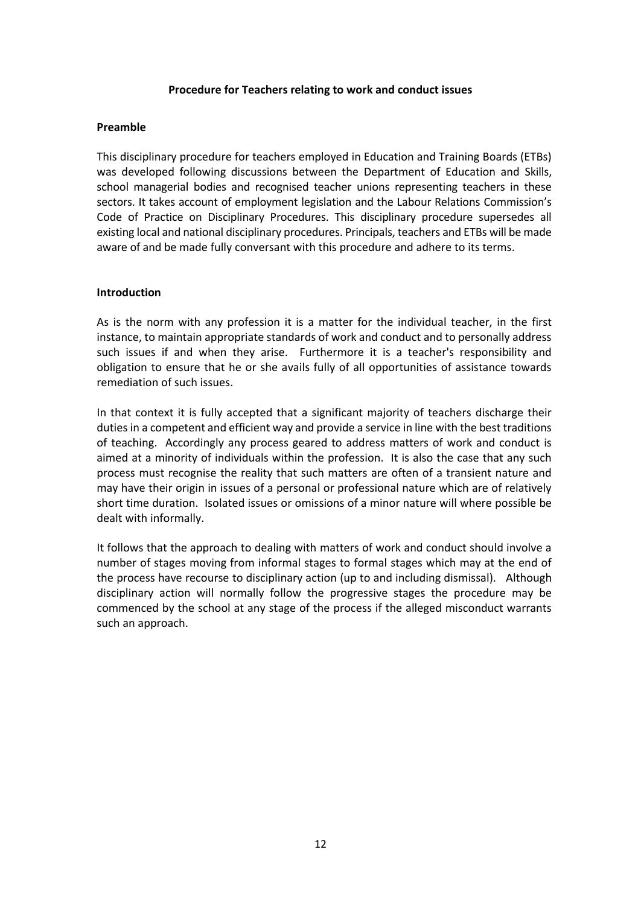**Procedure for Teachers relating to work and conduct issues**

**Preamble**

This disciplinary procedure for teachers employed in Education and Training Boards (ETBs) was developed following discussions between the Department of Education and Skills, school managerial bodies and recognised teacher unions representing teachers in these sectors. It takes account of employment legislation and the Labour Relations Commission's Code of Practice on Disciplinary Procedures. This disciplinary procedure supersedes all existing local and national disciplinary procedures. Principals, teachers and ETBs will be made aware of and be made fully conversant with this procedure and adhere to its terms.

**Introduction**

As is the norm with any profession it is a matter for the individual teacher, in the first instance, to maintain appropriate standards of work and conduct and to personally address such issues if and when they arise. Furthermore it is a teacher's responsibility and obligation to ensure that he or she avails fully of all opportunities of assistance towards remediation of such issues.

In that context it is fully accepted that a significant majority of teachers discharge their duties in a competent and efficient way and provide a service in line with the best traditions of teaching. Accordingly any process geared to address matters of work and conduct is aimed at a minority of individuals within the profession. It is also the case that any such process must recognise the reality that such matters are often of a transient nature and may have their origin in issues of a personal or professional nature which are of relatively short time duration. Isolated issues or omissions of a minor nature will where possible be dealt with informally.

It follows that the approach to dealing with matters of work and conduct should involve a number of stages moving from informal stages to formal stages which may at the end of the process have recourse to disciplinary action (up to and including dismissal). Although disciplinary action will normally follow the progressive stages the procedure may be commenced by the school at any stage of the process if the alleged misconduct warrants such an approach.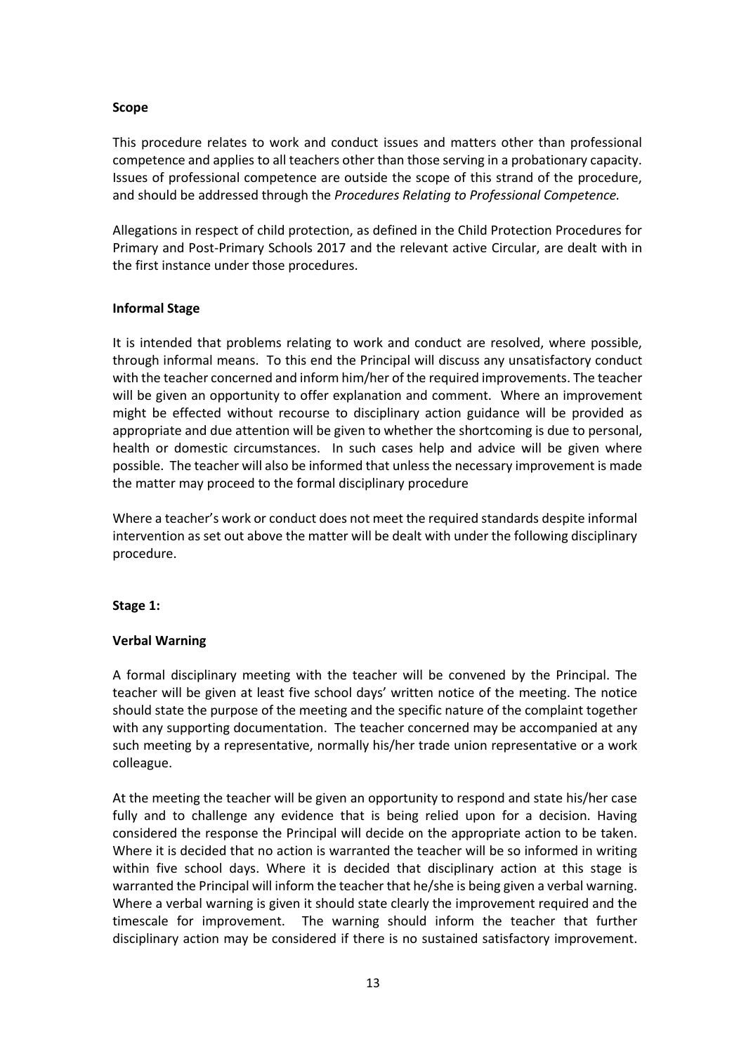**Scope**

This procedure relates to work and conduct issues and matters other than professional competence and applies to all teachers other than those serving in a probationary capacity. Issues of professional competence are outside the scope of this strand of the procedure, and should be addressed through the *Procedures Relating to Professional Competence.*

Allegations in respect of child protection, as defined in the Child Protection Procedures for Primary and Post-Primary Schools 2017 and the relevant active Circular, are dealt with in the first instance under those procedures.

**Informal Stage**

It is intended that problems relating to work and conduct are resolved, where possible, through informal means. To this end the Principal will discuss any unsatisfactory conduct with the teacher concerned and inform him/her of the required improvements. The teacher will be given an opportunity to offer explanation and comment. Where an improvement might be effected without recourse to disciplinary action guidance will be provided as appropriate and due attention will be given to whether the shortcoming is due to personal, health or domestic circumstances. In such cases help and advice will be given where possible. The teacher will also be informed that unless the necessary improvement is made the matter may proceed to the formal disciplinary procedure

Where a teacher's work or conduct does not meet the required standards despite informal intervention as set out above the matter will be dealt with under the following disciplinary procedure.

**Stage 1:**

**Verbal Warning**

A formal disciplinary meeting with the teacher will be convened by the Principal. The teacher will be given at least five school days' written notice of the meeting. The notice should state the purpose of the meeting and the specific nature of the complaint together with any supporting documentation. The teacher concerned may be accompanied at any such meeting by a representative, normally his/her trade union representative or a work colleague.

At the meeting the teacher will be given an opportunity to respond and state his/her case fully and to challenge any evidence that is being relied upon for a decision. Having considered the response the Principal will decide on the appropriate action to be taken. Where it is decided that no action is warranted the teacher will be so informed in writing within five school days. Where it is decided that disciplinary action at this stage is warranted the Principal will inform the teacher that he/she is being given a verbal warning. Where a verbal warning is given it should state clearly the improvement required and the timescale for improvement. The warning should inform the teacher that further disciplinary action may be considered if there is no sustained satisfactory improvement.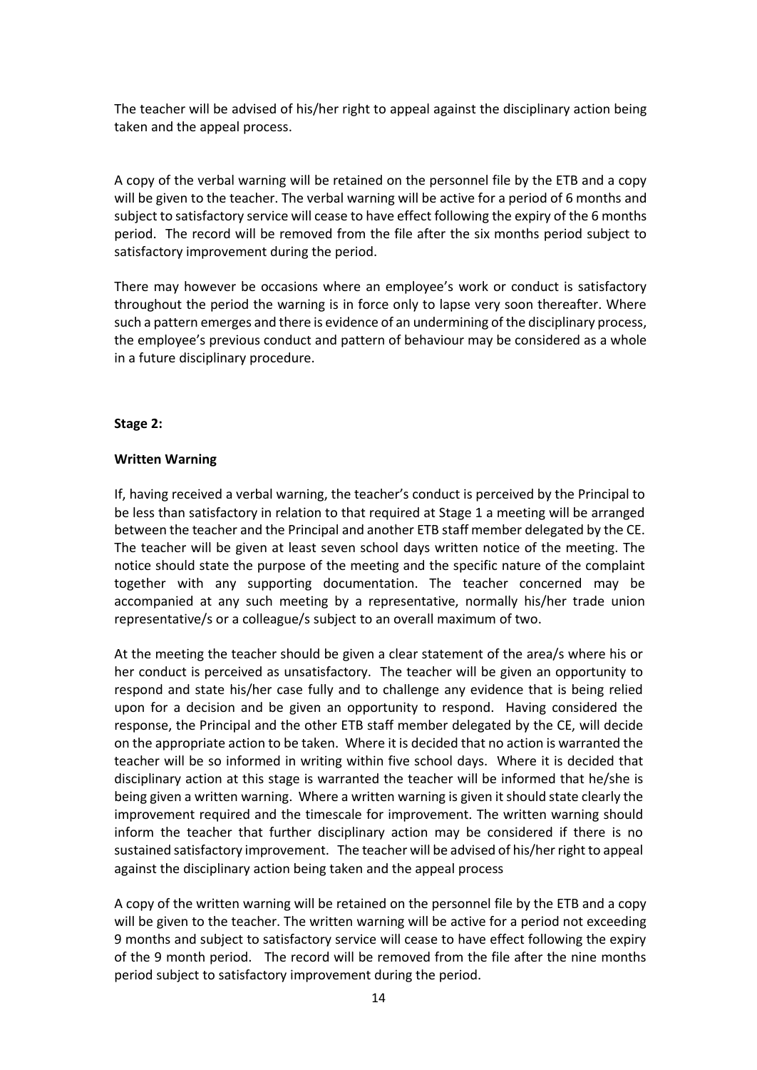The teacher will be advised of his/her right to appeal against the disciplinary action being taken and the appeal process.

A copy of the verbal warning will be retained on the personnel file by the ETB and a copy will be given to the teacher. The verbal warning will be active for a period of 6 months and subject to satisfactory service will cease to have effect following the expiry of the 6 months period. The record will be removed from the file after the six months period subject to satisfactory improvement during the period.

There may however be occasions where an employee's work or conduct is satisfactory throughout the period the warning is in force only to lapse very soon thereafter. Where such a pattern emerges and there is evidence of an undermining of the disciplinary process, the employee's previous conduct and pattern of behaviour may be considered as a whole in a future disciplinary procedure.

**Stage 2:**

**Written Warning**

If, having received a verbal warning, the teacher's conduct is perceived by the Principal to be less than satisfactory in relation to that required at Stage 1 a meeting will be arranged between the teacher and the Principal and another ETB staff member delegated by the CE. The teacher will be given at least seven school days written notice of the meeting. The notice should state the purpose of the meeting and the specific nature of the complaint together with any supporting documentation. The teacher concerned may be accompanied at any such meeting by a representative, normally his/her trade union representative/s or a colleague/s subject to an overall maximum of two.

At the meeting the teacher should be given a clear statement of the area/s where his or her conduct is perceived as unsatisfactory. The teacher will be given an opportunity to respond and state his/her case fully and to challenge any evidence that is being relied upon for a decision and be given an opportunity to respond. Having considered the response, the Principal and the other ETB staff member delegated by the CE, will decide on the appropriate action to be taken. Where it is decided that no action is warranted the teacher will be so informed in writing within five school days. Where it is decided that disciplinary action at this stage is warranted the teacher will be informed that he/she is being given a written warning. Where a written warning is given it should state clearly the improvement required and the timescale for improvement. The written warning should inform the teacher that further disciplinary action may be considered if there is no sustained satisfactory improvement. The teacher will be advised of his/her right to appeal against the disciplinary action being taken and the appeal process

A copy of the written warning will be retained on the personnel file by the ETB and a copy will be given to the teacher. The written warning will be active for a period not exceeding 9 months and subject to satisfactory service will cease to have effect following the expiry of the 9 month period. The record will be removed from the file after the nine months period subject to satisfactory improvement during the period.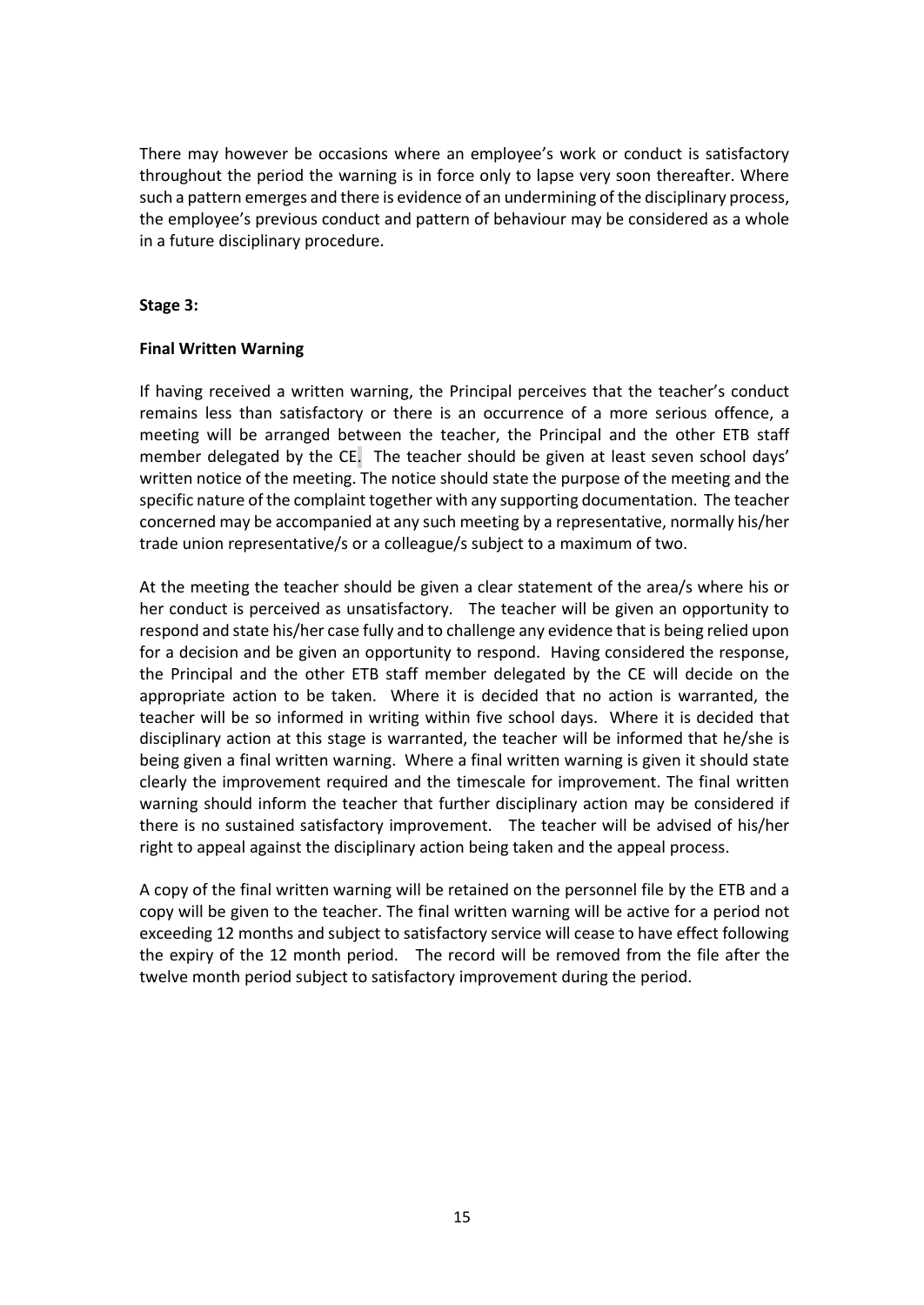There may however be occasions where an employee's work or conduct is satisfactory throughout the period the warning is in force only to lapse very soon thereafter. Where such a pattern emerges and there is evidence of an undermining of the disciplinary process, the employee's previous conduct and pattern of behaviour may be considered as a whole in a future disciplinary procedure.

**Stage 3:**

**Final Written Warning**

If having received a written warning, the Principal perceives that the teacher's conduct remains less than satisfactory or there is an occurrence of a more serious offence, a meeting will be arranged between the teacher, the Principal and the other ETB staff member delegated by the CE. The teacher should be given at least seven school days' written notice of the meeting. The notice should state the purpose of the meeting and the specific nature of the complaint together with any supporting documentation. The teacher concerned may be accompanied at any such meeting by a representative, normally his/her trade union representative/s or a colleague/s subject to a maximum of two.

At the meeting the teacher should be given a clear statement of the area/s where his or her conduct is perceived as unsatisfactory. The teacher will be given an opportunity to respond and state his/her case fully and to challenge any evidence that is being relied upon for a decision and be given an opportunity to respond. Having considered the response, the Principal and the other ETB staff member delegated by the CE will decide on the appropriate action to be taken. Where it is decided that no action is warranted, the teacher will be so informed in writing within five school days. Where it is decided that disciplinary action at this stage is warranted, the teacher will be informed that he/she is being given a final written warning. Where a final written warning is given it should state clearly the improvement required and the timescale for improvement. The final written warning should inform the teacher that further disciplinary action may be considered if there is no sustained satisfactory improvement. The teacher will be advised of his/her right to appeal against the disciplinary action being taken and the appeal process.

A copy of the final written warning will be retained on the personnel file by the ETB and a copy will be given to the teacher. The final written warning will be active for a period not exceeding 12 months and subject to satisfactory service will cease to have effect following the expiry of the 12 month period. The record will be removed from the file after the twelve month period subject to satisfactory improvement during the period.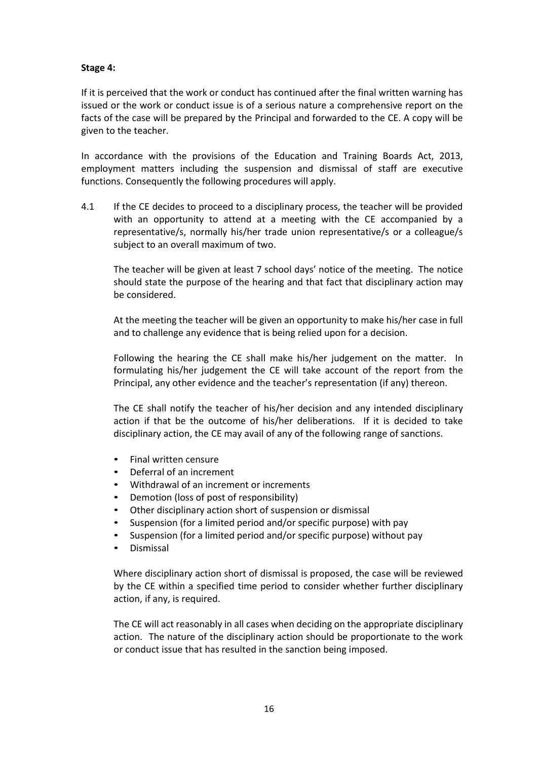**Stage 4:**

If it is perceived that the work or conduct has continued after the final written warning has issued or the work or conduct issue is of a serious nature a comprehensive report on the facts of the case will be prepared by the Principal and forwarded to the CE. A copy will be given to the teacher.

In accordance with the provisions of the Education and Training Boards Act, 2013, employment matters including the suspension and dismissal of staff are executive functions. Consequently the following procedures will apply.

4.1 If the CE decides to proceed to a disciplinary process, the teacher will be provided with an opportunity to attend at a meeting with the CE accompanied by a representative/s, normally his/her trade union representative/s or a colleague/s subject to an overall maximum of two.

The teacher will be given at least 7 school days' notice of the meeting. The notice should state the purpose of the hearing and that fact that disciplinary action may be considered.

At the meeting the teacher will be given an opportunity to make his/her case in full and to challenge any evidence that is being relied upon for a decision.

Following the hearing the CE shall make his/her judgement on the matter. In formulating his/her judgement the CE will take account of the report from the Principal, any other evidence and the teacher's representation (if any) thereon.

The CE shall notify the teacher of his/her decision and any intended disciplinary action if that be the outcome of his/her deliberations. If it is decided to take disciplinary action, the CE may avail of any of the following range of sanctions.

- Final written censure
- Deferral of an increment
- Withdrawal of an increment or increments
- Demotion (loss of post of responsibility)
- Other disciplinary action short of suspension or dismissal
- Suspension (for a limited period and/or specific purpose) with pay
- Suspension (for a limited period and/or specific purpose) without pay
- Dismissal

Where disciplinary action short of dismissal is proposed, the case will be reviewed by the CE within a specified time period to consider whether further disciplinary action, if any, is required.

The CE will act reasonably in all cases when deciding on the appropriate disciplinary action. The nature of the disciplinary action should be proportionate to the work or conduct issue that has resulted in the sanction being imposed.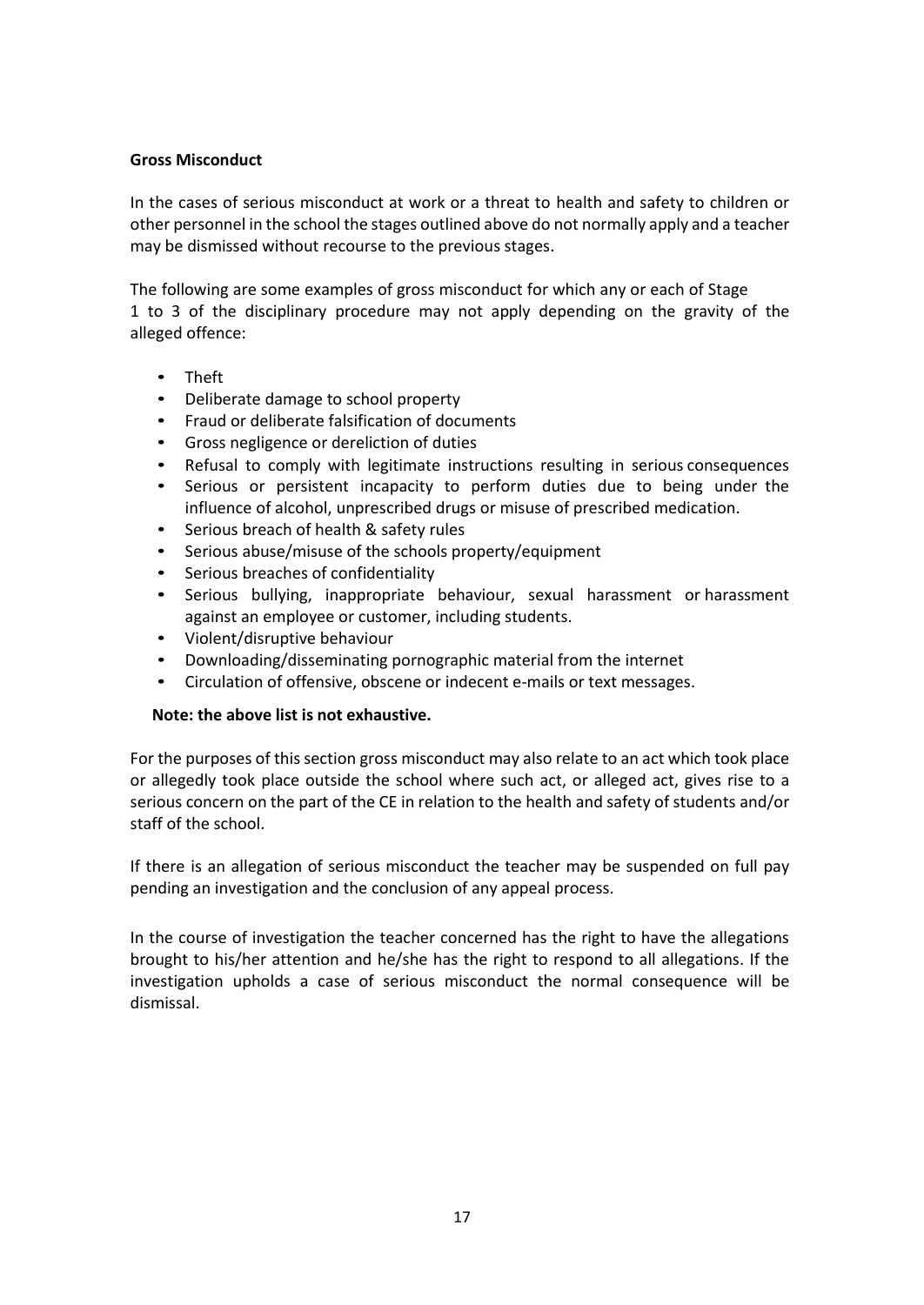**Gross Misconduct**

In the cases of serious misconduct at work or a threat to health and safety to children or other personnel in the school the stages outlined above do not normally apply and a teacher may be dismissed without recourse to the previous stages.

The following are some examples of gross misconduct for which any or each of Stage 1 to 3 of the disciplinary procedure may not apply depending on the gravity of the alleged offence:

- Theft
- Deliberate damage to school property
- Fraud or deliberate falsification of documents
- Gross negligence or dereliction of duties
- Refusal to comply with legitimate instructions resulting in serious consequences
- Serious or persistent incapacity to perform duties due to being under the influence of alcohol, unprescribed drugs or misuse of prescribed medication.
- Serious breach of health & safety rules
- Serious abuse/misuse of the schools property/equipment
- Serious breaches of confidentiality
- Serious bullying, inappropriate behaviour, sexual harassment or harassment against an employee or customer, including students.
- Violent/disruptive behaviour
- Downloading/disseminating pornographic material from the internet
- Circulation of offensive, obscene or indecent e-mails or text messages.

**Note: the above list is not exhaustive.**

For the purposes of this section gross misconduct may also relate to an act which took place or allegedly took place outside the school where such act, or alleged act, gives rise to a serious concern on the part of the CE in relation to the health and safety of students and/or staff of the school.

If there is an allegation of serious misconduct the teacher may be suspended on full pay pending an investigation and the conclusion of any appeal process.

In the course of investigation the teacher concerned has the right to have the allegations brought to his/her attention and he/she has the right to respond to all allegations. If the investigation upholds a case of serious misconduct the normal consequence will be dismissal.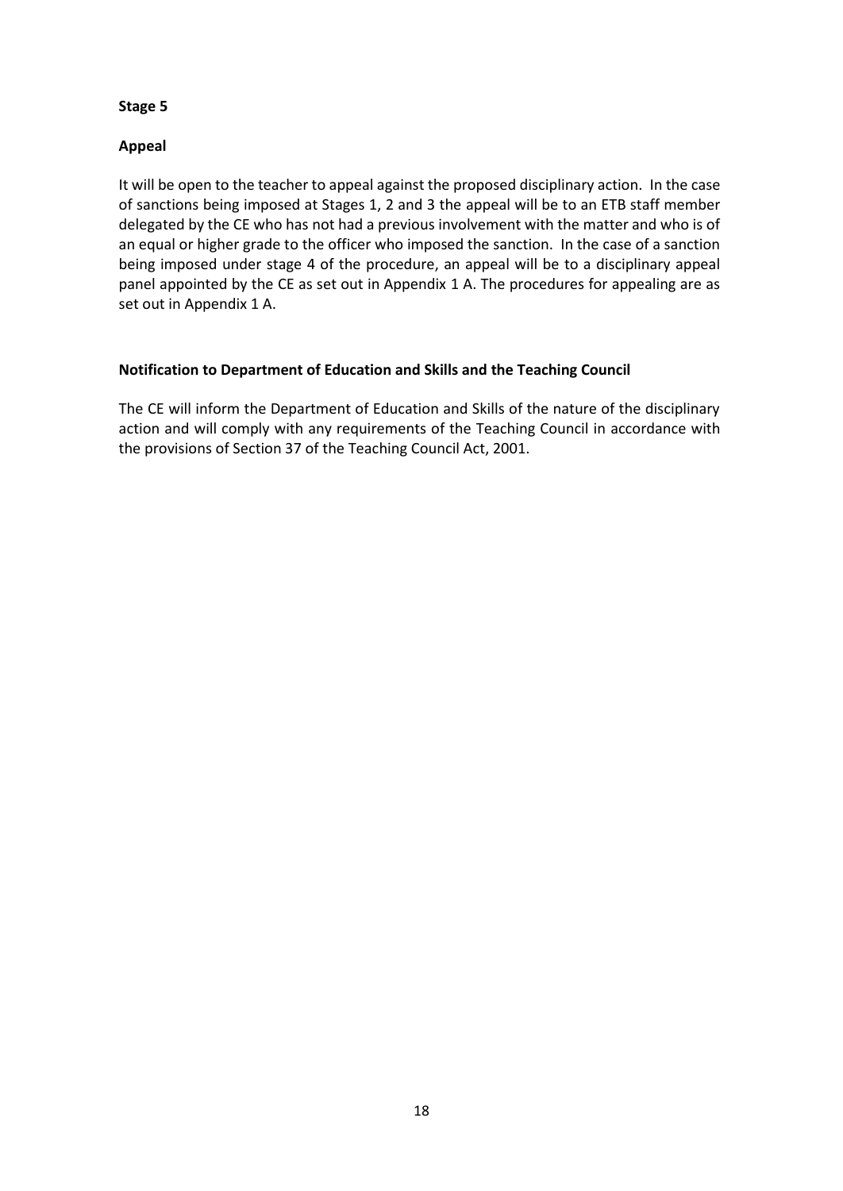**Stage 5**

**Appeal**

It will be open to the teacher to appeal against the proposed disciplinary action. In the case of sanctions being imposed at Stages 1, 2 and 3 the appeal will be to an ETB staff member delegated by the CE who has not had a previous involvement with the matter and who is of an equal or higher grade to the officer who imposed the sanction. In the case of a sanction being imposed under stage 4 of the procedure, an appeal will be to a disciplinary appeal panel appointed by the CE as set out in Appendix 1 A. The procedures for appealing are as set out in Appendix 1 A.

**Notification to Department of Education and Skills and the Teaching Council**

The CE will inform the Department of Education and Skills of the nature of the disciplinary action and will comply with any requirements of the Teaching Council in accordance with the provisions of Section 37 of the Teaching Council Act, 2001.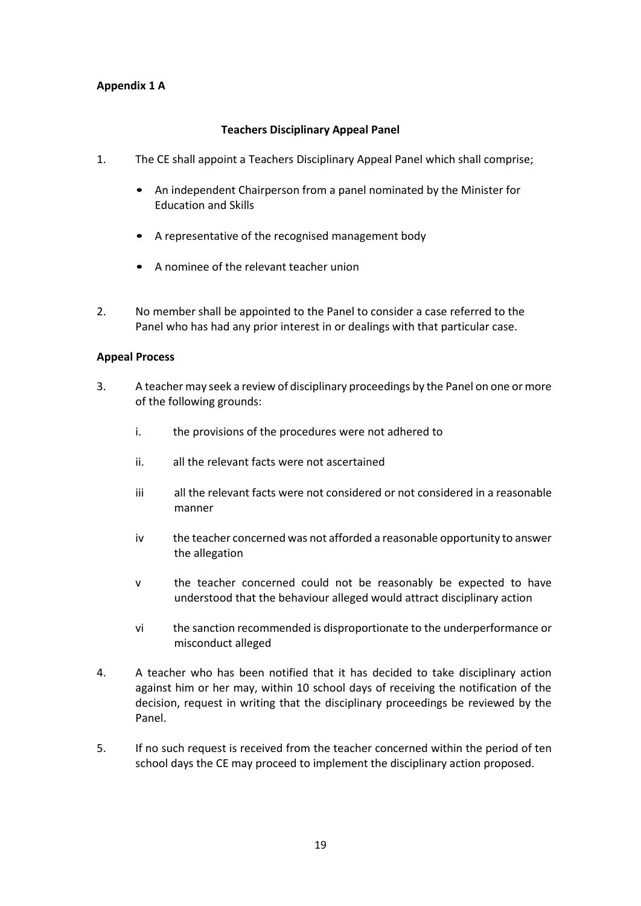**Appendix 1 A**

**Teachers Disciplinary Appeal Panel**

1. The CE shall appoint a Teachers Disciplinary Appeal Panel which shall comprise;

   - An independent Chairperson from a panel nominated by the Minister for Education and Skills
   - A representative of the recognised management body
   - A nominee of the relevant teacher union

2. No member shall be appointed to the Panel to consider a case referred to the Panel who has had any prior interest in or dealings with that particular case.

**Appeal Process**

3. A teacher may seek a review of disciplinary proceedings by the Panel on one or more of the following grounds:

   i. the provisions of the procedures were not adhered to

   ii. all the relevant facts were not ascertained

   iii all the relevant facts were not considered or not considered in a reasonable manner

   iv the teacher concerned was not afforded a reasonable opportunity to answer the allegation

   v the teacher concerned could not be reasonably be expected to have understood that the behaviour alleged would attract disciplinary action

   vi the sanction recommended is disproportionate to the underperformance or misconduct alleged

4. A teacher who has been notified that it has decided to take disciplinary action against him or her may, within 10 school days of receiving the notification of the decision, request in writing that the disciplinary proceedings be reviewed by the Panel.

5. If no such request is received from the teacher concerned within the period of ten school days the CE may proceed to implement the disciplinary action proposed.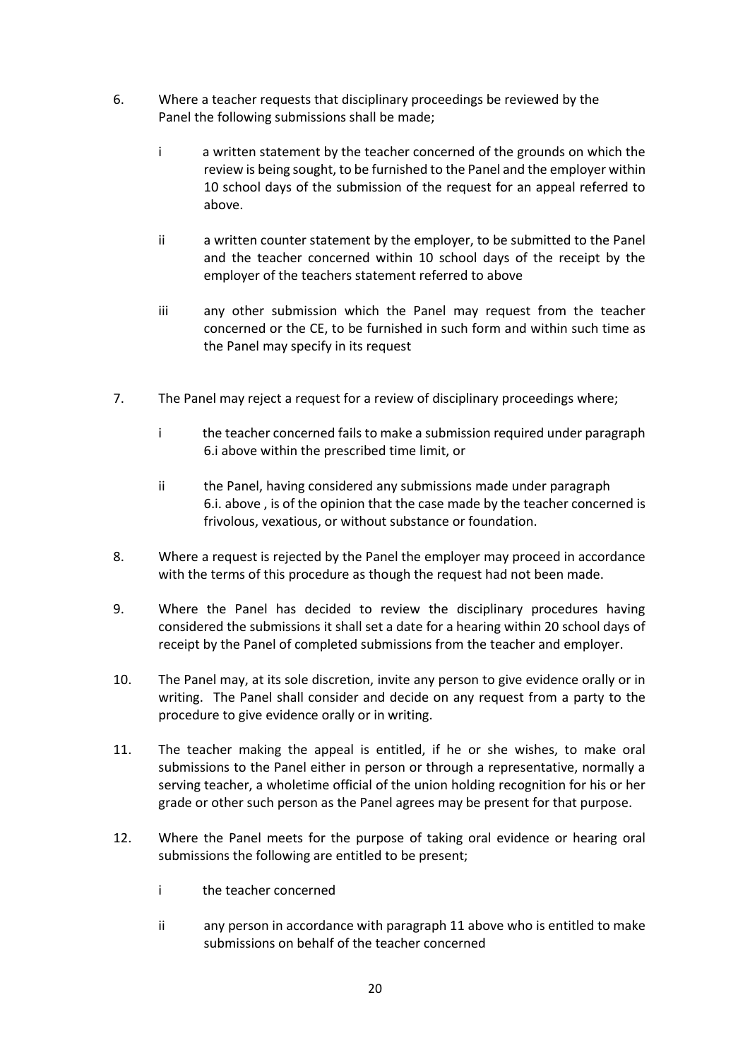6. Where a teacher requests that disciplinary proceedings be reviewed by the Panel the following submissions shall be made;

   i a written statement by the teacher concerned of the grounds on which the review is being sought, to be furnished to the Panel and the employer within 10 school days of the submission of the request for an appeal referred to above.

   ii a written counter statement by the employer, to be submitted to the Panel and the teacher concerned within 10 school days of the receipt by the employer of the teachers statement referred to above

   iii any other submission which the Panel may request from the teacher concerned or the CE, to be furnished in such form and within such time as the Panel may specify in its request

7. The Panel may reject a request for a review of disciplinary proceedings where;

   i the teacher concerned fails to make a submission required under paragraph 6.i above within the prescribed time limit, or

   ii the Panel, having considered any submissions made under paragraph 6.i. above , is of the opinion that the case made by the teacher concerned is frivolous, vexatious, or without substance or foundation.

8. Where a request is rejected by the Panel the employer may proceed in accordance with the terms of this procedure as though the request had not been made.

9. Where the Panel has decided to review the disciplinary procedures having considered the submissions it shall set a date for a hearing within 20 school days of receipt by the Panel of completed submissions from the teacher and employer.

10. The Panel may, at its sole discretion, invite any person to give evidence orally or in writing. The Panel shall consider and decide on any request from a party to the procedure to give evidence orally or in writing.

11. The teacher making the appeal is entitled, if he or she wishes, to make oral submissions to the Panel either in person or through a representative, normally a serving teacher, a wholetime official of the union holding recognition for his or her grade or other such person as the Panel agrees may be present for that purpose.

12. Where the Panel meets for the purpose of taking oral evidence or hearing oral submissions the following are entitled to be present;

   i the teacher concerned

   ii any person in accordance with paragraph 11 above who is entitled to make submissions on behalf of the teacher concerned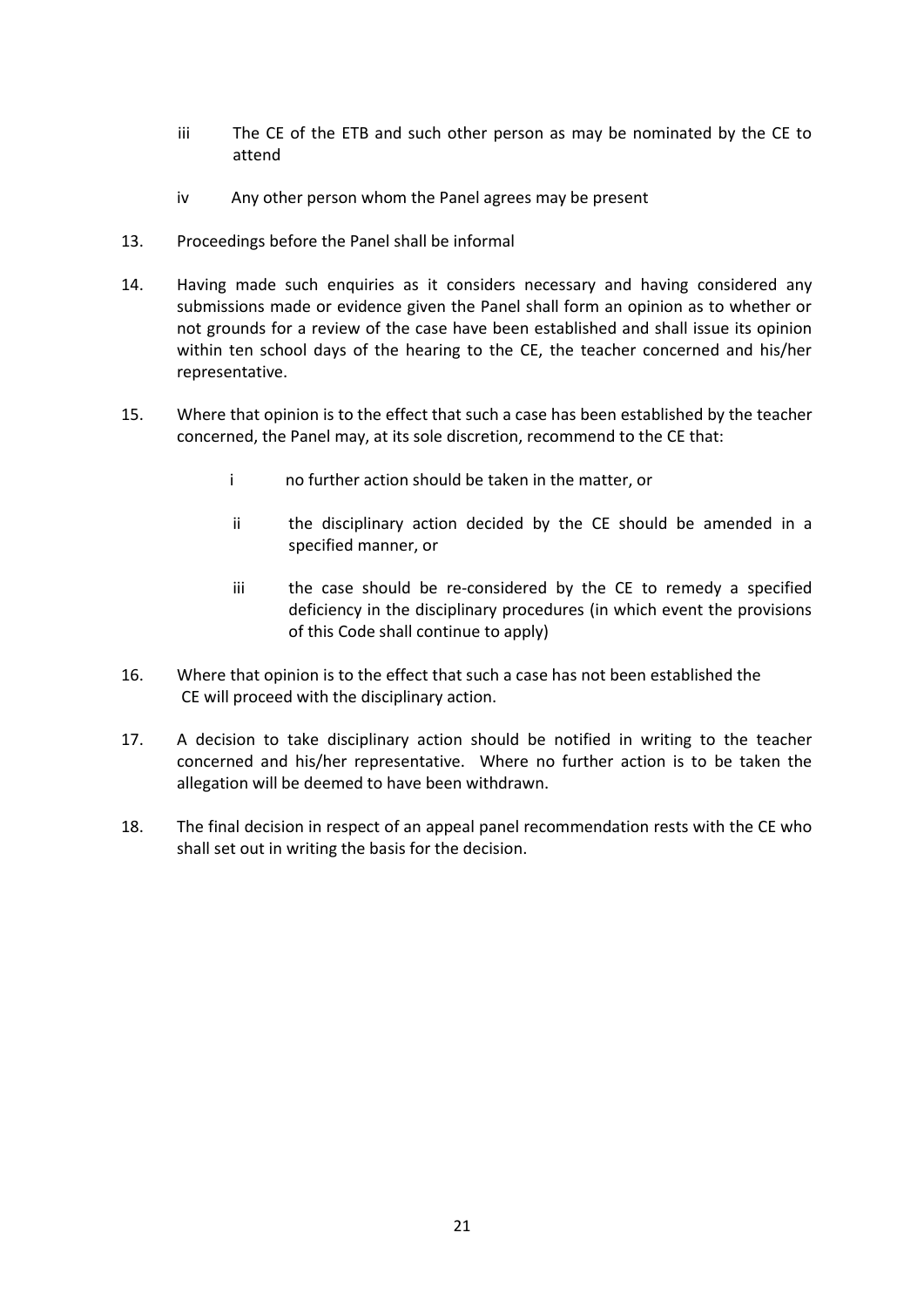iii The CE of the ETB and such other person as may be nominated by the CE to attend

iv Any other person whom the Panel agrees may be present

13. Proceedings before the Panel shall be informal

14. Having made such enquiries as it considers necessary and having considered any submissions made or evidence given the Panel shall form an opinion as to whether or not grounds for a review of the case have been established and shall issue its opinion within ten school days of the hearing to the CE, the teacher concerned and his/her representative.

15. Where that opinion is to the effect that such a case has been established by the teacher concerned, the Panel may, at its sole discretion, recommend to the CE that:

    i no further action should be taken in the matter, or

    ii the disciplinary action decided by the CE should be amended in a specified manner, or

    iii the case should be re-considered by the CE to remedy a specified deficiency in the disciplinary procedures (in which event the provisions of this Code shall continue to apply)

16. Where that opinion is to the effect that such a case has not been established the CE will proceed with the disciplinary action.

17. A decision to take disciplinary action should be notified in writing to the teacher concerned and his/her representative. Where no further action is to be taken the allegation will be deemed to have been withdrawn.

18. The final decision in respect of an appeal panel recommendation rests with the CE who shall set out in writing the basis for the decision.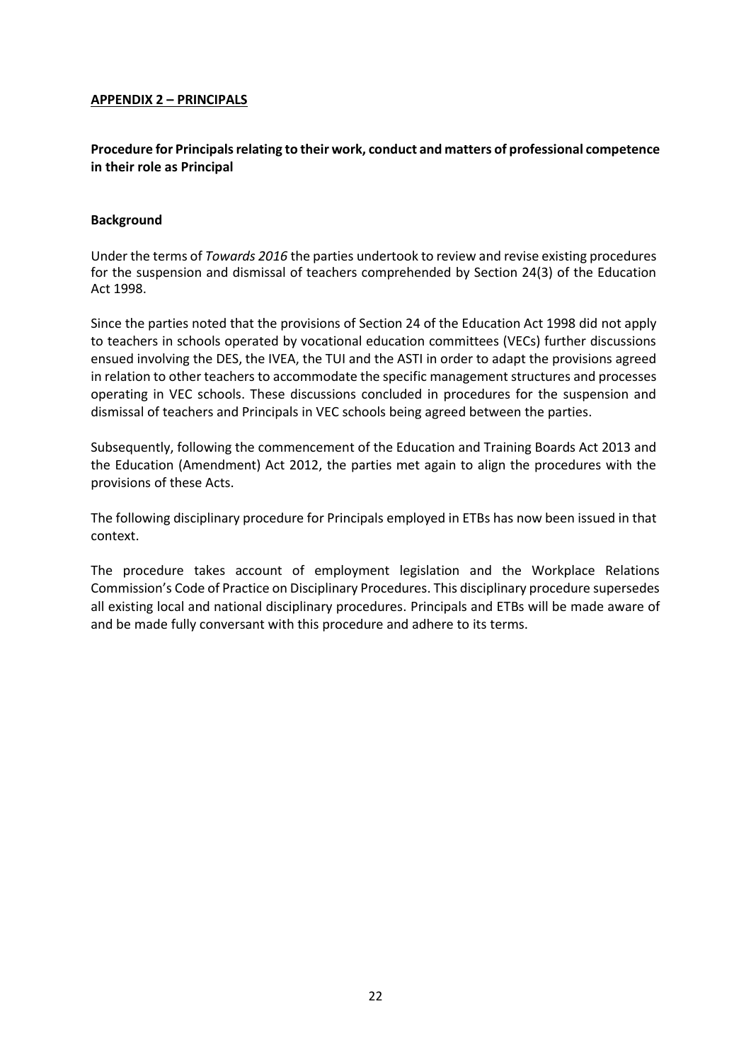## **APPENDIX 2 – PRINCIPALS**

### Procedure for Principals relating to their work, conduct and matters of professional competence in their role as Principal

#### Background

Under the terms of *Towards 2016* the parties undertook to review and revise existing procedures for the suspension and dismissal of teachers comprehended by Section 24(3) of the Education Act 1998.

Since the parties noted that the provisions of Section 24 of the Education Act 1998 did not apply to teachers in schools operated by vocational education committees (VECs) further discussions ensued involving the DES, the IVEA, the TUI and the ASTI in order to adapt the provisions agreed in relation to other teachers to accommodate the specific management structures and processes operating in VEC schools. These discussions concluded in procedures for the suspension and dismissal of teachers and Principals in VEC schools being agreed between the parties.

Subsequently, following the commencement of the Education and Training Boards Act 2013 and the Education (Amendment) Act 2012, the parties met again to align the procedures with the provisions of these Acts.

The following disciplinary procedure for Principals employed in ETBs has now been issued in that context.

The procedure takes account of employment legislation and the Workplace Relations Commission's Code of Practice on Disciplinary Procedures. This disciplinary procedure supersedes all existing local and national disciplinary procedures. Principals and ETBs will be made aware of and be made fully conversant with this procedure and adhere to its terms.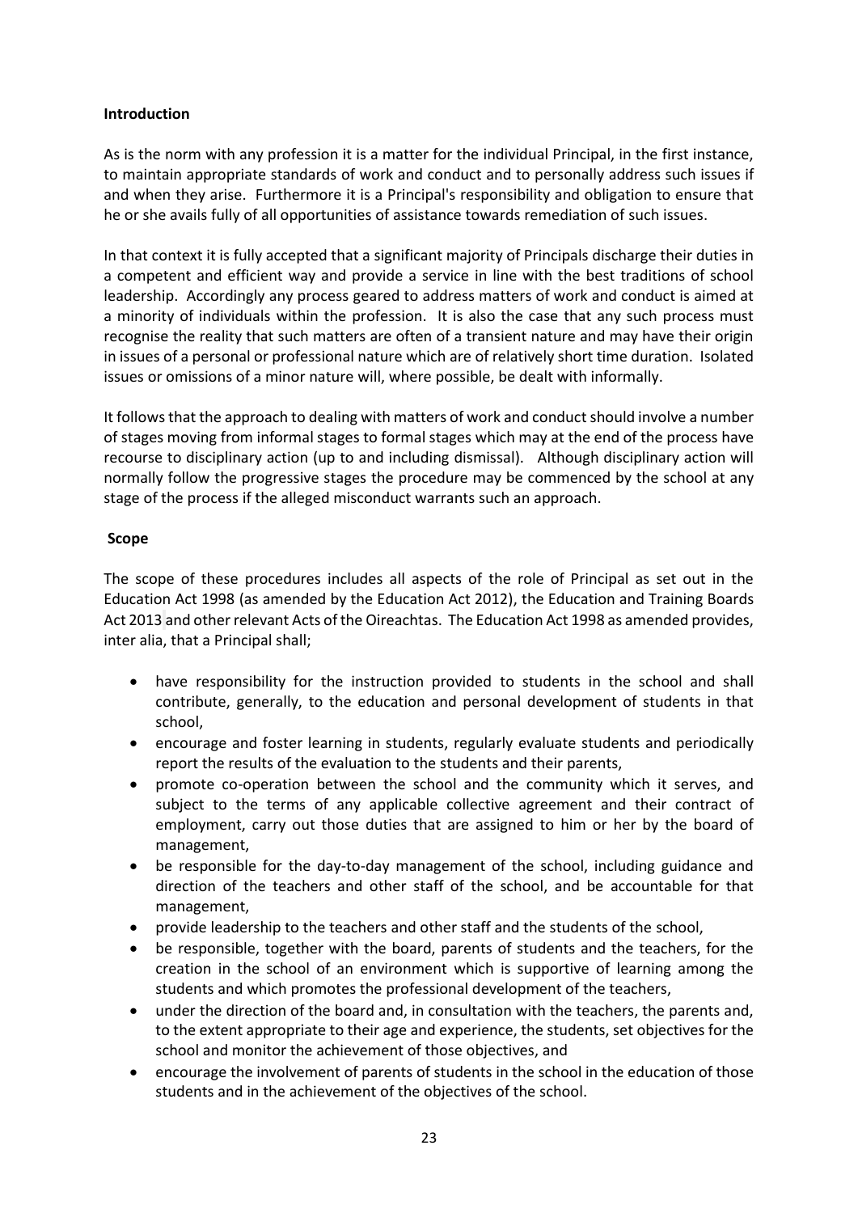**Introduction**

As is the norm with any profession it is a matter for the individual Principal, in the first instance, to maintain appropriate standards of work and conduct and to personally address such issues if and when they arise. Furthermore it is a Principal's responsibility and obligation to ensure that he or she avails fully of all opportunities of assistance towards remediation of such issues.

In that context it is fully accepted that a significant majority of Principals discharge their duties in a competent and efficient way and provide a service in line with the best traditions of school leadership. Accordingly any process geared to address matters of work and conduct is aimed at a minority of individuals within the profession. It is also the case that any such process must recognise the reality that such matters are often of a transient nature and may have their origin in issues of a personal or professional nature which are of relatively short time duration. Isolated issues or omissions of a minor nature will, where possible, be dealt with informally.

It follows that the approach to dealing with matters of work and conduct should involve a number of stages moving from informal stages to formal stages which may at the end of the process have recourse to disciplinary action (up to and including dismissal). Although disciplinary action will normally follow the progressive stages the procedure may be commenced by the school at any stage of the process if the alleged misconduct warrants such an approach.

**Scope**

The scope of these procedures includes all aspects of the role of Principal as set out in the Education Act 1998 (as amended by the Education Act 2012), the Education and Training Boards Act 2013 and other relevant Acts of the Oireachtas. The Education Act 1998 as amended provides, inter alia, that a Principal shall;

- have responsibility for the instruction provided to students in the school and shall contribute, generally, to the education and personal development of students in that school,
- encourage and foster learning in students, regularly evaluate students and periodically report the results of the evaluation to the students and their parents,
- promote co-operation between the school and the community which it serves, and subject to the terms of any applicable collective agreement and their contract of employment, carry out those duties that are assigned to him or her by the board of management,
- be responsible for the day-to-day management of the school, including guidance and direction of the teachers and other staff of the school, and be accountable for that management,
- provide leadership to the teachers and other staff and the students of the school,
- be responsible, together with the board, parents of students and the teachers, for the creation in the school of an environment which is supportive of learning among the students and which promotes the professional development of the teachers,
- under the direction of the board and, in consultation with the teachers, the parents and, to the extent appropriate to their age and experience, the students, set objectives for the school and monitor the achievement of those objectives, and
- encourage the involvement of parents of students in the school in the education of those students and in the achievement of the objectives of the school.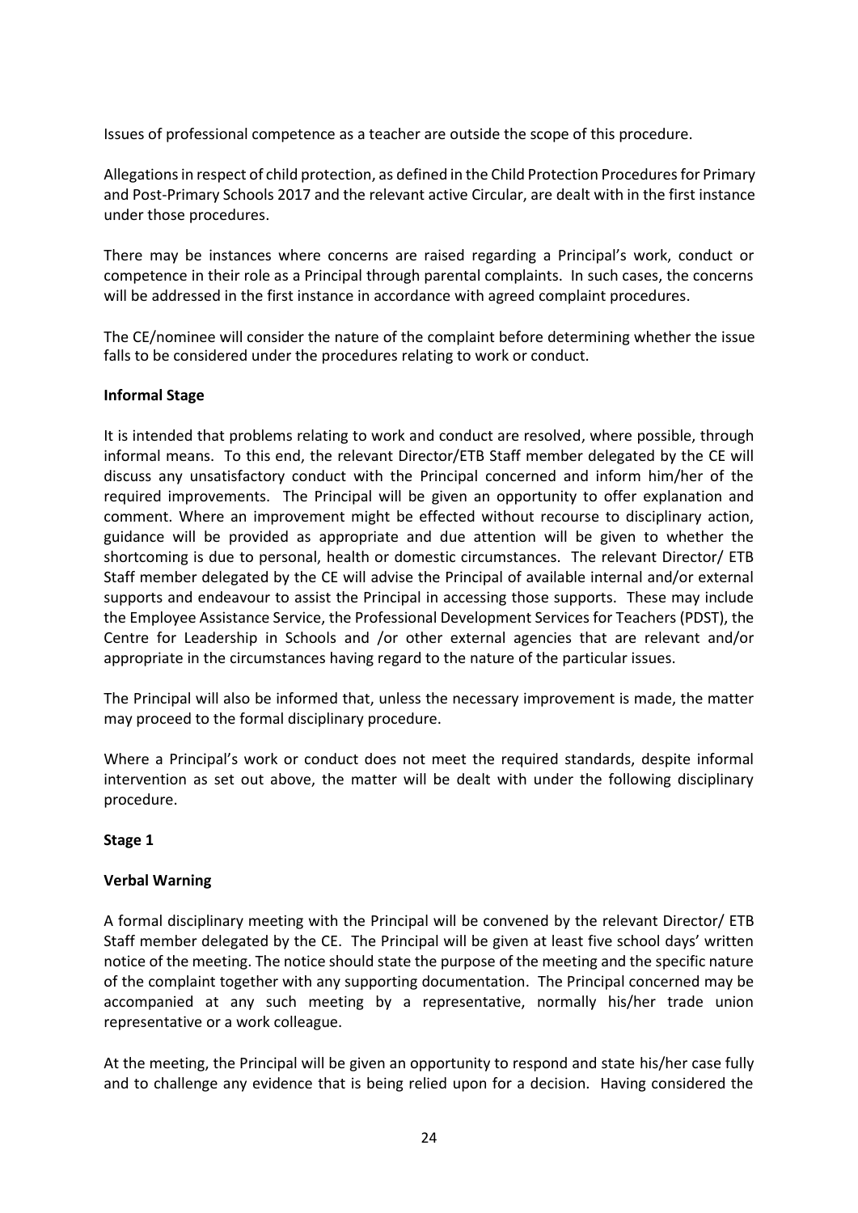Issues of professional competence as a teacher are outside the scope of this procedure.

Allegations in respect of child protection, as defined in the Child Protection Procedures for Primary and Post-Primary Schools 2017 and the relevant active Circular, are dealt with in the first instance under those procedures.

There may be instances where concerns are raised regarding a Principal's work, conduct or competence in their role as a Principal through parental complaints. In such cases, the concerns will be addressed in the first instance in accordance with agreed complaint procedures.

The CE/nominee will consider the nature of the complaint before determining whether the issue falls to be considered under the procedures relating to work or conduct.

**Informal Stage**

It is intended that problems relating to work and conduct are resolved, where possible, through informal means. To this end, the relevant Director/ETB Staff member delegated by the CE will discuss any unsatisfactory conduct with the Principal concerned and inform him/her of the required improvements. The Principal will be given an opportunity to offer explanation and comment. Where an improvement might be effected without recourse to disciplinary action, guidance will be provided as appropriate and due attention will be given to whether the shortcoming is due to personal, health or domestic circumstances. The relevant Director/ ETB Staff member delegated by the CE will advise the Principal of available internal and/or external supports and endeavour to assist the Principal in accessing those supports. These may include the Employee Assistance Service, the Professional Development Services for Teachers (PDST), the Centre for Leadership in Schools and /or other external agencies that are relevant and/or appropriate in the circumstances having regard to the nature of the particular issues.

The Principal will also be informed that, unless the necessary improvement is made, the matter may proceed to the formal disciplinary procedure.

Where a Principal's work or conduct does not meet the required standards, despite informal intervention as set out above, the matter will be dealt with under the following disciplinary procedure.

**Stage 1**

**Verbal Warning**

A formal disciplinary meeting with the Principal will be convened by the relevant Director/ ETB Staff member delegated by the CE. The Principal will be given at least five school days' written notice of the meeting. The notice should state the purpose of the meeting and the specific nature of the complaint together with any supporting documentation. The Principal concerned may be accompanied at any such meeting by a representative, normally his/her trade union representative or a work colleague.

At the meeting, the Principal will be given an opportunity to respond and state his/her case fully and to challenge any evidence that is being relied upon for a decision. Having considered the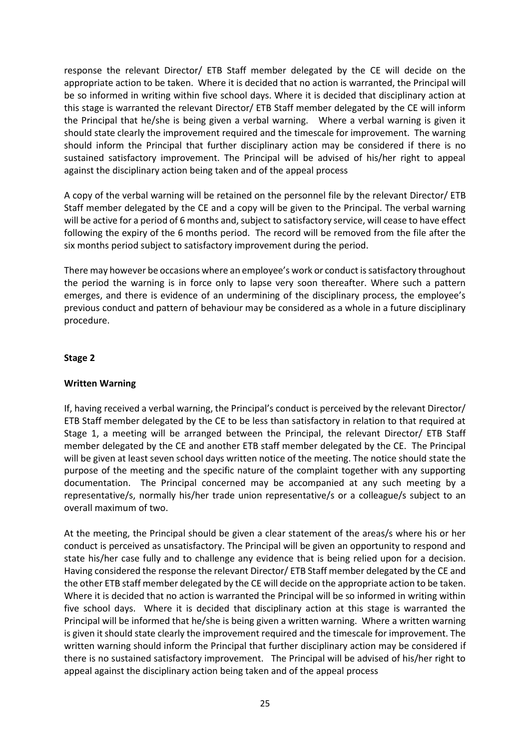response the relevant Director/ ETB Staff member delegated by the CE will decide on the appropriate action to be taken. Where it is decided that no action is warranted, the Principal will be so informed in writing within five school days. Where it is decided that disciplinary action at this stage is warranted the relevant Director/ ETB Staff member delegated by the CE will inform the Principal that he/she is being given a verbal warning. Where a verbal warning is given it should state clearly the improvement required and the timescale for improvement. The warning should inform the Principal that further disciplinary action may be considered if there is no sustained satisfactory improvement. The Principal will be advised of his/her right to appeal against the disciplinary action being taken and of the appeal process

A copy of the verbal warning will be retained on the personnel file by the relevant Director/ ETB Staff member delegated by the CE and a copy will be given to the Principal. The verbal warning will be active for a period of 6 months and, subject to satisfactory service, will cease to have effect following the expiry of the 6 months period. The record will be removed from the file after the six months period subject to satisfactory improvement during the period.

There may however be occasions where an employee's work or conduct is satisfactory throughout the period the warning is in force only to lapse very soon thereafter. Where such a pattern emerges, and there is evidence of an undermining of the disciplinary process, the employee's previous conduct and pattern of behaviour may be considered as a whole in a future disciplinary procedure.

**Stage 2**

**Written Warning**

If, having received a verbal warning, the Principal's conduct is perceived by the relevant Director/ ETB Staff member delegated by the CE to be less than satisfactory in relation to that required at Stage 1, a meeting will be arranged between the Principal, the relevant Director/ ETB Staff member delegated by the CE and another ETB staff member delegated by the CE. The Principal will be given at least seven school days written notice of the meeting. The notice should state the purpose of the meeting and the specific nature of the complaint together with any supporting documentation. The Principal concerned may be accompanied at any such meeting by a representative/s, normally his/her trade union representative/s or a colleague/s subject to an overall maximum of two.

At the meeting, the Principal should be given a clear statement of the areas/s where his or her conduct is perceived as unsatisfactory. The Principal will be given an opportunity to respond and state his/her case fully and to challenge any evidence that is being relied upon for a decision. Having considered the response the relevant Director/ ETB Staff member delegated by the CE and the other ETB staff member delegated by the CE will decide on the appropriate action to be taken. Where it is decided that no action is warranted the Principal will be so informed in writing within five school days. Where it is decided that disciplinary action at this stage is warranted the Principal will be informed that he/she is being given a written warning. Where a written warning is given it should state clearly the improvement required and the timescale for improvement. The written warning should inform the Principal that further disciplinary action may be considered if there is no sustained satisfactory improvement. The Principal will be advised of his/her right to appeal against the disciplinary action being taken and of the appeal process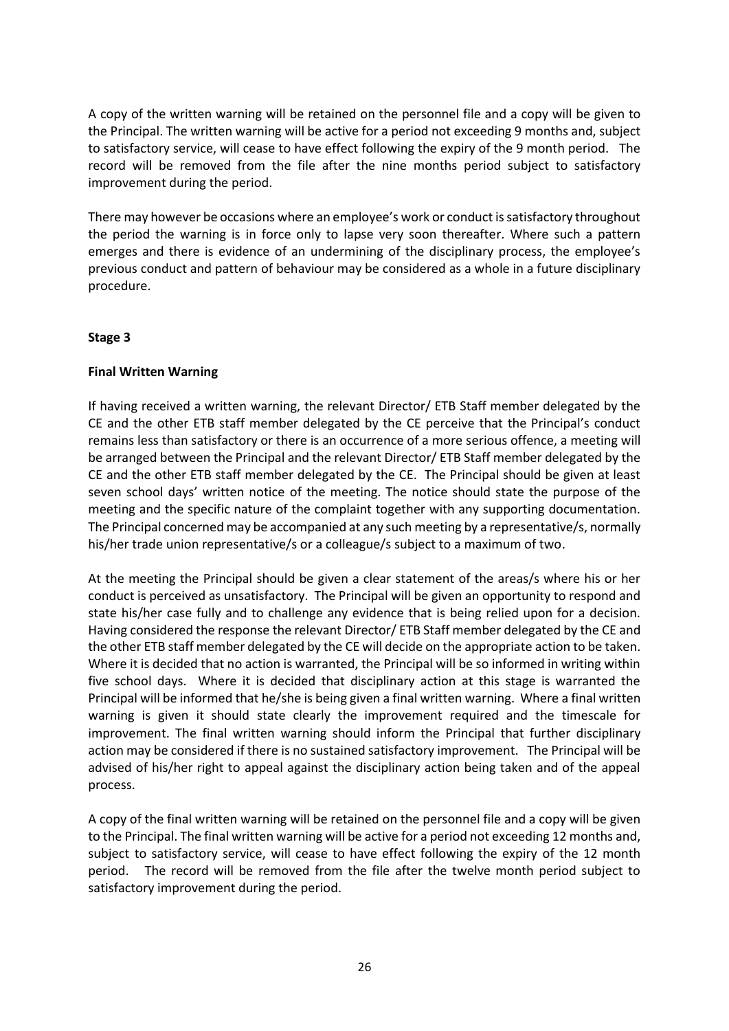A copy of the written warning will be retained on the personnel file and a copy will be given to the Principal. The written warning will be active for a period not exceeding 9 months and, subject to satisfactory service, will cease to have effect following the expiry of the 9 month period. The record will be removed from the file after the nine months period subject to satisfactory improvement during the period.

There may however be occasions where an employee's work or conduct is satisfactory throughout the period the warning is in force only to lapse very soon thereafter. Where such a pattern emerges and there is evidence of an undermining of the disciplinary process, the employee's previous conduct and pattern of behaviour may be considered as a whole in a future disciplinary procedure.

**Stage 3**

**Final Written Warning**

If having received a written warning, the relevant Director/ ETB Staff member delegated by the CE and the other ETB staff member delegated by the CE perceive that the Principal's conduct remains less than satisfactory or there is an occurrence of a more serious offence, a meeting will be arranged between the Principal and the relevant Director/ ETB Staff member delegated by the CE and the other ETB staff member delegated by the CE. The Principal should be given at least seven school days' written notice of the meeting. The notice should state the purpose of the meeting and the specific nature of the complaint together with any supporting documentation. The Principal concerned may be accompanied at any such meeting by a representative/s, normally his/her trade union representative/s or a colleague/s subject to a maximum of two.

At the meeting the Principal should be given a clear statement of the areas/s where his or her conduct is perceived as unsatisfactory. The Principal will be given an opportunity to respond and state his/her case fully and to challenge any evidence that is being relied upon for a decision. Having considered the response the relevant Director/ ETB Staff member delegated by the CE and the other ETB staff member delegated by the CE will decide on the appropriate action to be taken. Where it is decided that no action is warranted, the Principal will be so informed in writing within five school days. Where it is decided that disciplinary action at this stage is warranted the Principal will be informed that he/she is being given a final written warning. Where a final written warning is given it should state clearly the improvement required and the timescale for improvement. The final written warning should inform the Principal that further disciplinary action may be considered if there is no sustained satisfactory improvement. The Principal will be advised of his/her right to appeal against the disciplinary action being taken and of the appeal process.

A copy of the final written warning will be retained on the personnel file and a copy will be given to the Principal. The final written warning will be active for a period not exceeding 12 months and, subject to satisfactory service, will cease to have effect following the expiry of the 12 month period. The record will be removed from the file after the twelve month period subject to satisfactory improvement during the period.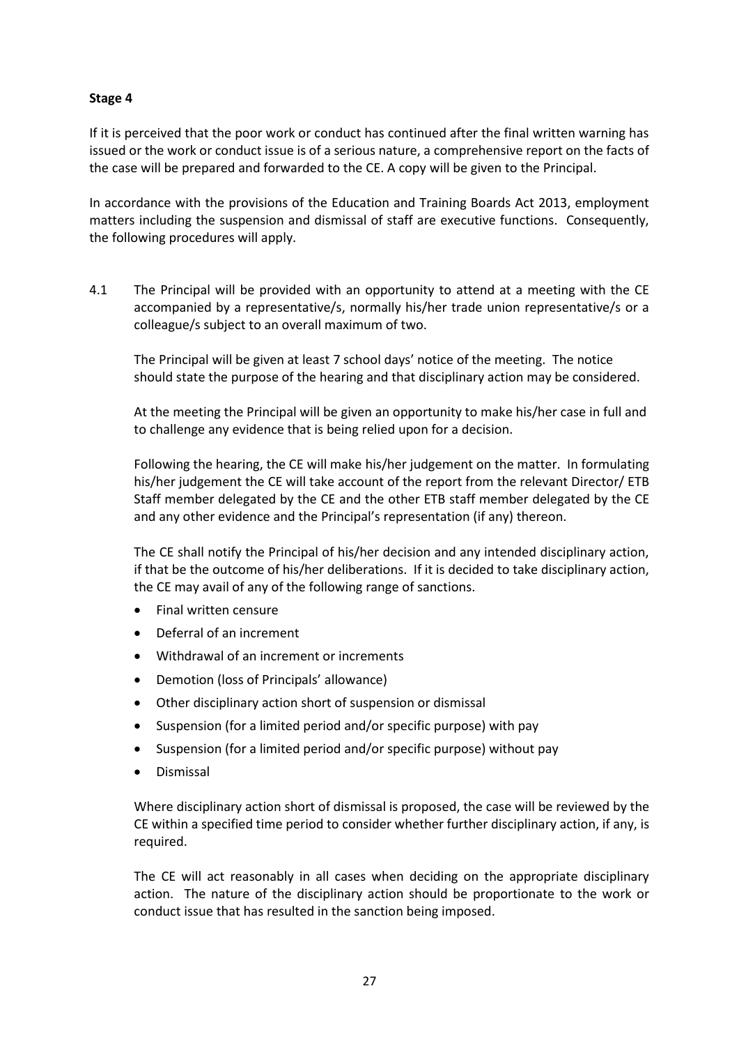**Stage 4**

If it is perceived that the poor work or conduct has continued after the final written warning has issued or the work or conduct issue is of a serious nature, a comprehensive report on the facts of the case will be prepared and forwarded to the CE. A copy will be given to the Principal.

In accordance with the provisions of the Education and Training Boards Act 2013, employment matters including the suspension and dismissal of staff are executive functions. Consequently, the following procedures will apply.

4.1 The Principal will be provided with an opportunity to attend at a meeting with the CE accompanied by a representative/s, normally his/her trade union representative/s or a colleague/s subject to an overall maximum of two.

The Principal will be given at least 7 school days' notice of the meeting. The notice should state the purpose of the hearing and that disciplinary action may be considered.

At the meeting the Principal will be given an opportunity to make his/her case in full and to challenge any evidence that is being relied upon for a decision.

Following the hearing, the CE will make his/her judgement on the matter. In formulating his/her judgement the CE will take account of the report from the relevant Director/ ETB Staff member delegated by the CE and the other ETB staff member delegated by the CE and any other evidence and the Principal's representation (if any) thereon.

The CE shall notify the Principal of his/her decision and any intended disciplinary action, if that be the outcome of his/her deliberations. If it is decided to take disciplinary action, the CE may avail of any of the following range of sanctions.

- Final written censure
- Deferral of an increment
- Withdrawal of an increment or increments
- Demotion (loss of Principals' allowance)
- Other disciplinary action short of suspension or dismissal
- Suspension (for a limited period and/or specific purpose) with pay
- Suspension (for a limited period and/or specific purpose) without pay
- Dismissal

Where disciplinary action short of dismissal is proposed, the case will be reviewed by the CE within a specified time period to consider whether further disciplinary action, if any, is required.

The CE will act reasonably in all cases when deciding on the appropriate disciplinary action. The nature of the disciplinary action should be proportionate to the work or conduct issue that has resulted in the sanction being imposed.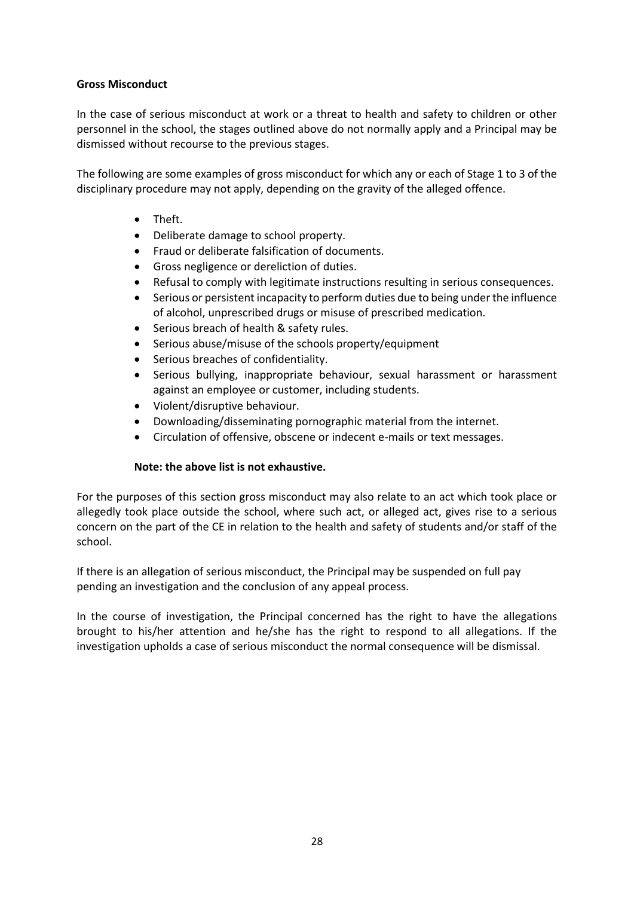**Gross Misconduct**

In the case of serious misconduct at work or a threat to health and safety to children or other personnel in the school, the stages outlined above do not normally apply and a Principal may be dismissed without recourse to the previous stages.

The following are some examples of gross misconduct for which any or each of Stage 1 to 3 of the disciplinary procedure may not apply, depending on the gravity of the alleged offence.

- Theft.
- Deliberate damage to school property.
- Fraud or deliberate falsification of documents.
- Gross negligence or dereliction of duties.
- Refusal to comply with legitimate instructions resulting in serious consequences.
- Serious or persistent incapacity to perform duties due to being under the influence of alcohol, unprescribed drugs or misuse of prescribed medication.
- Serious breach of health & safety rules.
- Serious abuse/misuse of the schools property/equipment
- Serious breaches of confidentiality.
- Serious bullying, inappropriate behaviour, sexual harassment or harassment against an employee or customer, including students.
- Violent/disruptive behaviour.
- Downloading/disseminating pornographic material from the internet.
- Circulation of offensive, obscene or indecent e-mails or text messages.

**Note: the above list is not exhaustive.**

For the purposes of this section gross misconduct may also relate to an act which took place or allegedly took place outside the school, where such act, or alleged act, gives rise to a serious concern on the part of the CE in relation to the health and safety of students and/or staff of the school.

If there is an allegation of serious misconduct, the Principal may be suspended on full pay pending an investigation and the conclusion of any appeal process.

In the course of investigation, the Principal concerned has the right to have the allegations brought to his/her attention and he/she has the right to respond to all allegations. If the investigation upholds a case of serious misconduct the normal consequence will be dismissal.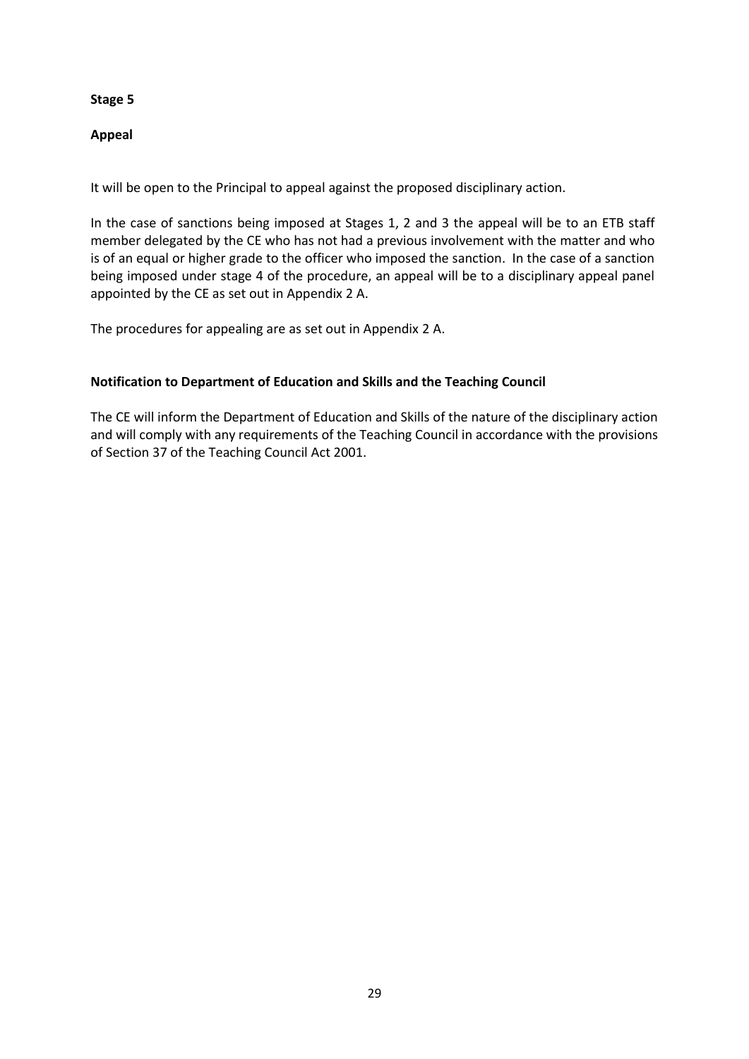**Stage 5**

**Appeal**

It will be open to the Principal to appeal against the proposed disciplinary action.

In the case of sanctions being imposed at Stages 1, 2 and 3 the appeal will be to an ETB staff member delegated by the CE who has not had a previous involvement with the matter and who is of an equal or higher grade to the officer who imposed the sanction. In the case of a sanction being imposed under stage 4 of the procedure, an appeal will be to a disciplinary appeal panel appointed by the CE as set out in Appendix 2 A.

The procedures for appealing are as set out in Appendix 2 A.

**Notification to Department of Education and Skills and the Teaching Council**

The CE will inform the Department of Education and Skills of the nature of the disciplinary action and will comply with any requirements of the Teaching Council in accordance with the provisions of Section 37 of the Teaching Council Act 2001.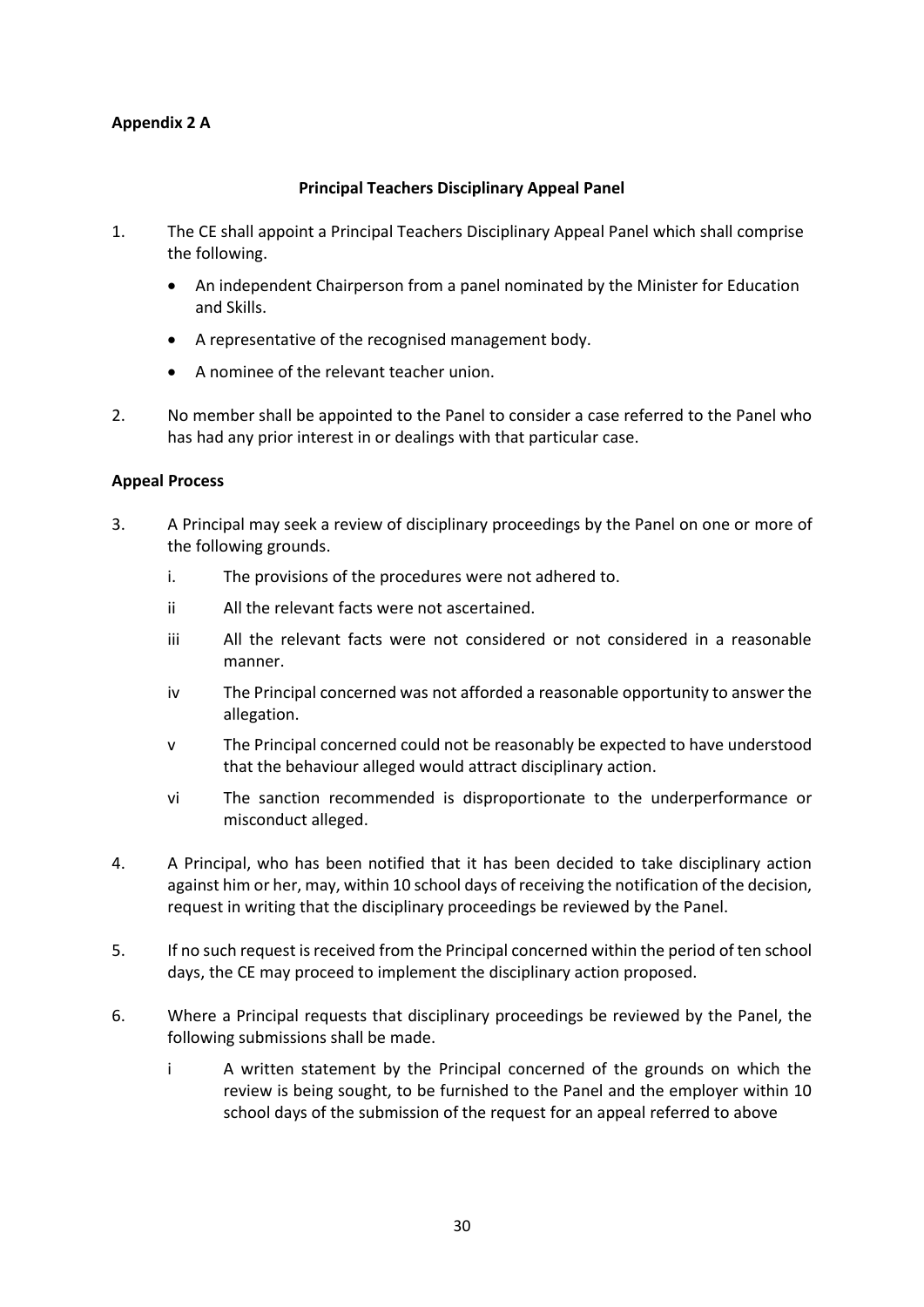**Appendix 2 A**

**Principal Teachers Disciplinary Appeal Panel**

1. The CE shall appoint a Principal Teachers Disciplinary Appeal Panel which shall comprise the following.

    - An independent Chairperson from a panel nominated by the Minister for Education and Skills.
    - A representative of the recognised management body.
    - A nominee of the relevant teacher union.

2. No member shall be appointed to the Panel to consider a case referred to the Panel who has had any prior interest in or dealings with that particular case.

**Appeal Process**

3. A Principal may seek a review of disciplinary proceedings by the Panel on one or more of the following grounds.

    i. The provisions of the procedures were not adhered to.

    ii All the relevant facts were not ascertained.

    iii All the relevant facts were not considered or not considered in a reasonable manner.

    iv The Principal concerned was not afforded a reasonable opportunity to answer the allegation.

    v The Principal concerned could not be reasonably be expected to have understood that the behaviour alleged would attract disciplinary action.

    vi The sanction recommended is disproportionate to the underperformance or misconduct alleged.

4. A Principal, who has been notified that it has been decided to take disciplinary action against him or her, may, within 10 school days of receiving the notification of the decision, request in writing that the disciplinary proceedings be reviewed by the Panel.

5. If no such request is received from the Principal concerned within the period of ten school days, the CE may proceed to implement the disciplinary action proposed.

6. Where a Principal requests that disciplinary proceedings be reviewed by the Panel, the following submissions shall be made.

    i A written statement by the Principal concerned of the grounds on which the review is being sought, to be furnished to the Panel and the employer within 10 school days of the submission of the request for an appeal referred to above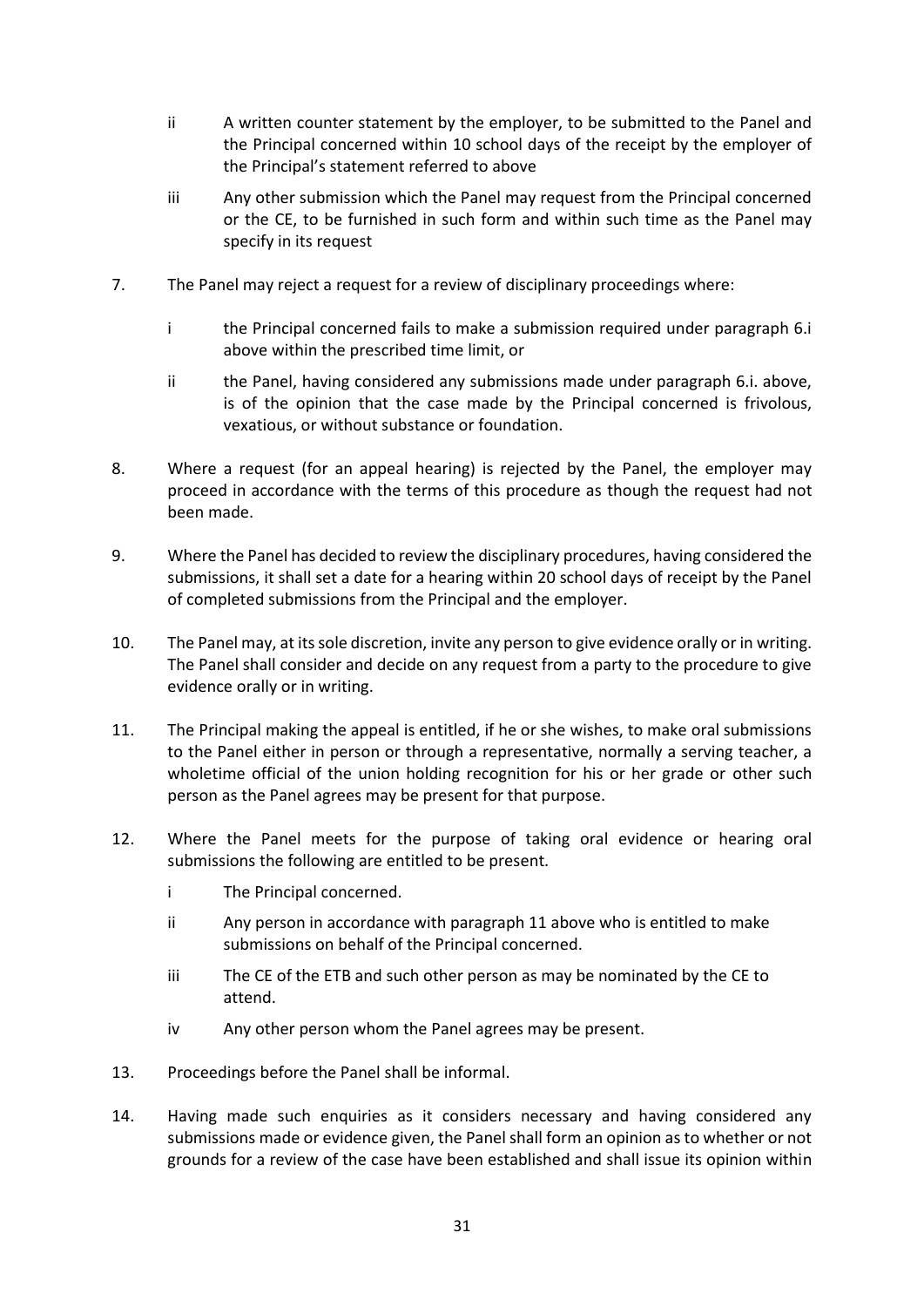ii A written counter statement by the employer, to be submitted to the Panel and the Principal concerned within 10 school days of the receipt by the employer of the Principal's statement referred to above

iii Any other submission which the Panel may request from the Principal concerned or the CE, to be furnished in such form and within such time as the Panel may specify in its request

7. The Panel may reject a request for a review of disciplinary proceedings where:

   i the Principal concerned fails to make a submission required under paragraph 6.i above within the prescribed time limit, or

   ii the Panel, having considered any submissions made under paragraph 6.i. above, is of the opinion that the case made by the Principal concerned is frivolous, vexatious, or without substance or foundation.

8. Where a request (for an appeal hearing) is rejected by the Panel, the employer may proceed in accordance with the terms of this procedure as though the request had not been made.

9. Where the Panel has decided to review the disciplinary procedures, having considered the submissions, it shall set a date for a hearing within 20 school days of receipt by the Panel of completed submissions from the Principal and the employer.

10. The Panel may, at its sole discretion, invite any person to give evidence orally or in writing. The Panel shall consider and decide on any request from a party to the procedure to give evidence orally or in writing.

11. The Principal making the appeal is entitled, if he or she wishes, to make oral submissions to the Panel either in person or through a representative, normally a serving teacher, a wholetime official of the union holding recognition for his or her grade or other such person as the Panel agrees may be present for that purpose.

12. Where the Panel meets for the purpose of taking oral evidence or hearing oral submissions the following are entitled to be present.

   i The Principal concerned.

   ii Any person in accordance with paragraph 11 above who is entitled to make submissions on behalf of the Principal concerned.

   iii The CE of the ETB and such other person as may be nominated by the CE to attend.

   iv Any other person whom the Panel agrees may be present.

13. Proceedings before the Panel shall be informal.

14. Having made such enquiries as it considers necessary and having considered any submissions made or evidence given, the Panel shall form an opinion as to whether or not grounds for a review of the case have been established and shall issue its opinion within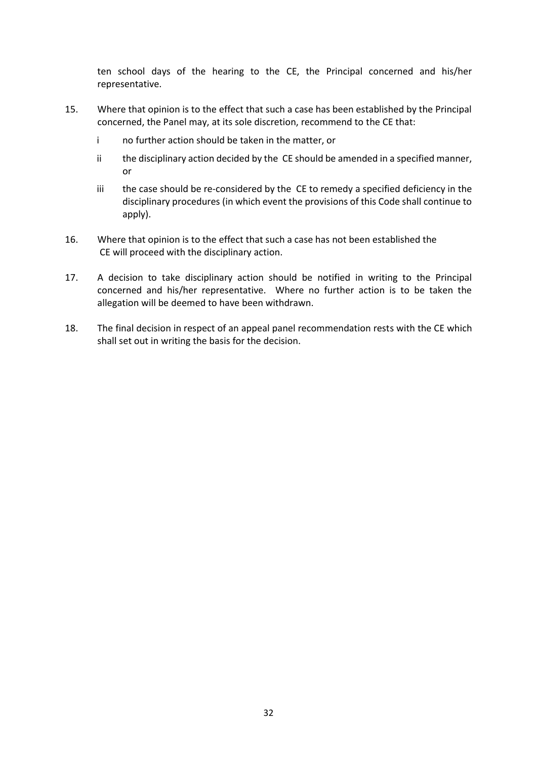ten school days of the hearing to the CE, the Principal concerned and his/her representative.

15. Where that opinion is to the effect that such a case has been established by the Principal concerned, the Panel may, at its sole discretion, recommend to the CE that:

    i no further action should be taken in the matter, or

    ii the disciplinary action decided by the CE should be amended in a specified manner, or

    iii the case should be re-considered by the CE to remedy a specified deficiency in the disciplinary procedures (in which event the provisions of this Code shall continue to apply).

16. Where that opinion is to the effect that such a case has not been established the CE will proceed with the disciplinary action.

17. A decision to take disciplinary action should be notified in writing to the Principal concerned and his/her representative. Where no further action is to be taken the allegation will be deemed to have been withdrawn.

18. The final decision in respect of an appeal panel recommendation rests with the CE which shall set out in writing the basis for the decision.